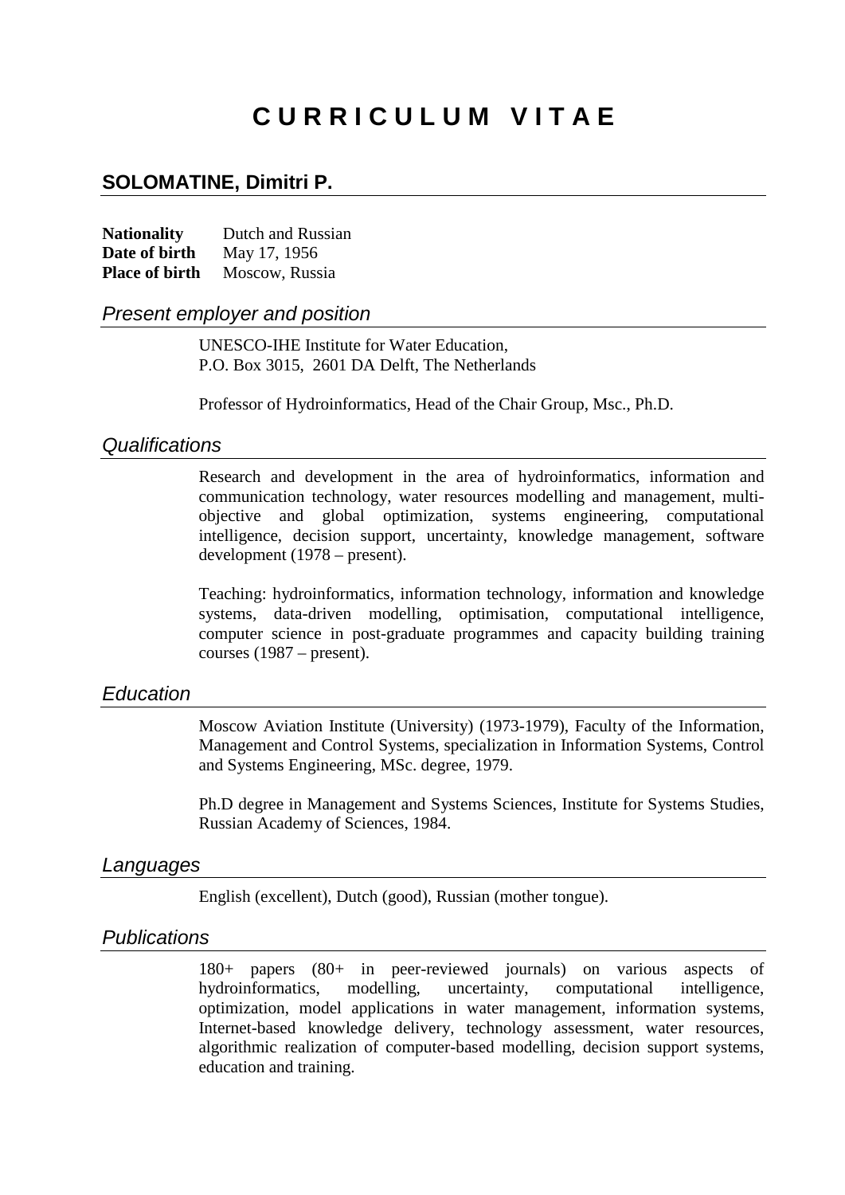# CURRICULUM VITAE

## SOLOMATINE, Dimitri P.

**Nationality** Dutch and Russian
**Date of birth** May 17, 1956
**Place of birth** Moscow, Russia

### *Present employer and position*

UNESCO-IHE Institute for Water Education,
P.O. Box 3015, 2601 DA Delft, The Netherlands

Professor of Hydroinformatics, Head of the Chair Group, Msc., Ph.D.

### *Qualifications*

Research and development in the area of hydroinformatics, information and communication technology, water resources modelling and management, multi-objective and global optimization, systems engineering, computational intelligence, decision support, uncertainty, knowledge management, software development (1978 – present).

Teaching: hydroinformatics, information technology, information and knowledge systems, data-driven modelling, optimisation, computational intelligence, computer science in post-graduate programmes and capacity building training courses (1987 – present).

### *Education*

Moscow Aviation Institute (University) (1973-1979), Faculty of the Information, Management and Control Systems, specialization in Information Systems, Control and Systems Engineering, MSc. degree, 1979.

Ph.D degree in Management and Systems Sciences, Institute for Systems Studies, Russian Academy of Sciences, 1984.

### *Languages*

English (excellent), Dutch (good), Russian (mother tongue).

### *Publications*

180+ papers (80+ in peer-reviewed journals) on various aspects of hydroinformatics, modelling, uncertainty, computational intelligence, optimization, model applications in water management, information systems, Internet-based knowledge delivery, technology assessment, water resources, algorithmic realization of computer-based modelling, decision support systems, education and training.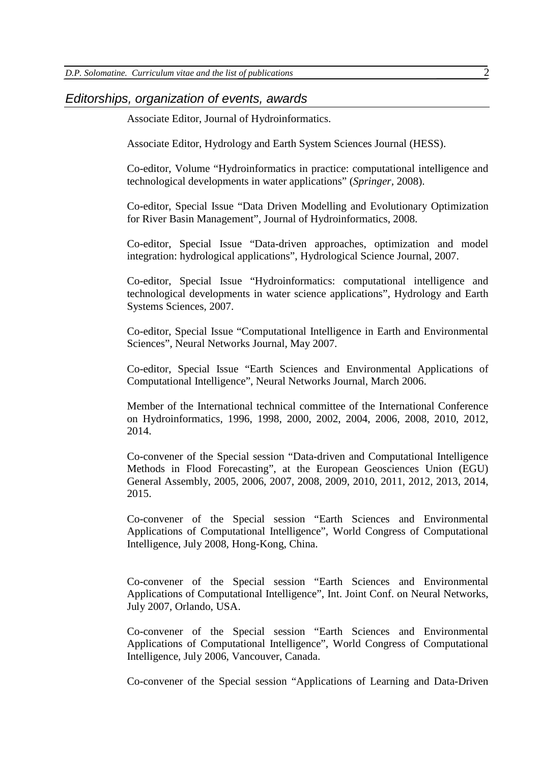## Editorships, organization of events, awards

Associate Editor, Journal of Hydroinformatics.

Associate Editor, Hydrology and Earth System Sciences Journal (HESS).

Co-editor, Volume "Hydroinformatics in practice: computational intelligence and technological developments in water applications" (*Springer*, 2008).

Co-editor, Special Issue "Data Driven Modelling and Evolutionary Optimization for River Basin Management", Journal of Hydroinformatics, 2008.

Co-editor, Special Issue "Data-driven approaches, optimization and model integration: hydrological applications", Hydrological Science Journal, 2007.

Co-editor, Special Issue "Hydroinformatics: computational intelligence and technological developments in water science applications", Hydrology and Earth Systems Sciences, 2007.

Co-editor, Special Issue "Computational Intelligence in Earth and Environmental Sciences", Neural Networks Journal, May 2007.

Co-editor, Special Issue "Earth Sciences and Environmental Applications of Computational Intelligence", Neural Networks Journal, March 2006.

Member of the International technical committee of the International Conference on Hydroinformatics, 1996, 1998, 2000, 2002, 2004, 2006, 2008, 2010, 2012, 2014.

Co-convener of the Special session "Data-driven and Computational Intelligence Methods in Flood Forecasting", at the European Geosciences Union (EGU) General Assembly, 2005, 2006, 2007, 2008, 2009, 2010, 2011, 2012, 2013, 2014, 2015.

Co-convener of the Special session "Earth Sciences and Environmental Applications of Computational Intelligence", World Congress of Computational Intelligence, July 2008, Hong-Kong, China.

Co-convener of the Special session "Earth Sciences and Environmental Applications of Computational Intelligence", Int. Joint Conf. on Neural Networks, July 2007, Orlando, USA.

Co-convener of the Special session "Earth Sciences and Environmental Applications of Computational Intelligence", World Congress of Computational Intelligence, July 2006, Vancouver, Canada.

Co-convener of the Special session "Applications of Learning and Data-Driven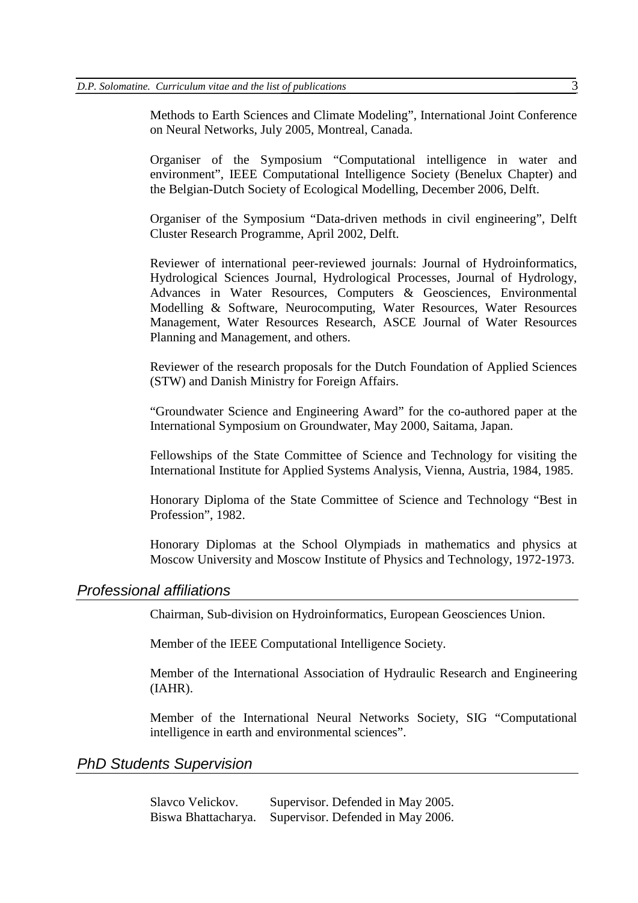Methods to Earth Sciences and Climate Modeling", International Joint Conference on Neural Networks, July 2005, Montreal, Canada.

Organiser of the Symposium "Computational intelligence in water and environment", IEEE Computational Intelligence Society (Benelux Chapter) and the Belgian-Dutch Society of Ecological Modelling, December 2006, Delft.

Organiser of the Symposium "Data-driven methods in civil engineering", Delft Cluster Research Programme, April 2002, Delft.

Reviewer of international peer-reviewed journals: Journal of Hydroinformatics, Hydrological Sciences Journal, Hydrological Processes, Journal of Hydrology, Advances in Water Resources, Computers & Geosciences, Environmental Modelling & Software, Neurocomputing, Water Resources, Water Resources Management, Water Resources Research, ASCE Journal of Water Resources Planning and Management, and others.

Reviewer of the research proposals for the Dutch Foundation of Applied Sciences (STW) and Danish Ministry for Foreign Affairs.

"Groundwater Science and Engineering Award" for the co-authored paper at the International Symposium on Groundwater, May 2000, Saitama, Japan.

Fellowships of the State Committee of Science and Technology for visiting the International Institute for Applied Systems Analysis, Vienna, Austria, 1984, 1985.

Honorary Diploma of the State Committee of Science and Technology "Best in Profession", 1982.

Honorary Diplomas at the School Olympiads in mathematics and physics at Moscow University and Moscow Institute of Physics and Technology, 1972-1973.

## *Professional affiliations*

Chairman, Sub-division on Hydroinformatics, European Geosciences Union.

Member of the IEEE Computational Intelligence Society.

Member of the International Association of Hydraulic Research and Engineering (IAHR).

Member of the International Neural Networks Society, SIG "Computational intelligence in earth and environmental sciences".

## *PhD Students Supervision*

Slavco Velickov. Supervisor. Defended in May 2005.
Biswa Bhattacharya. Supervisor. Defended in May 2006.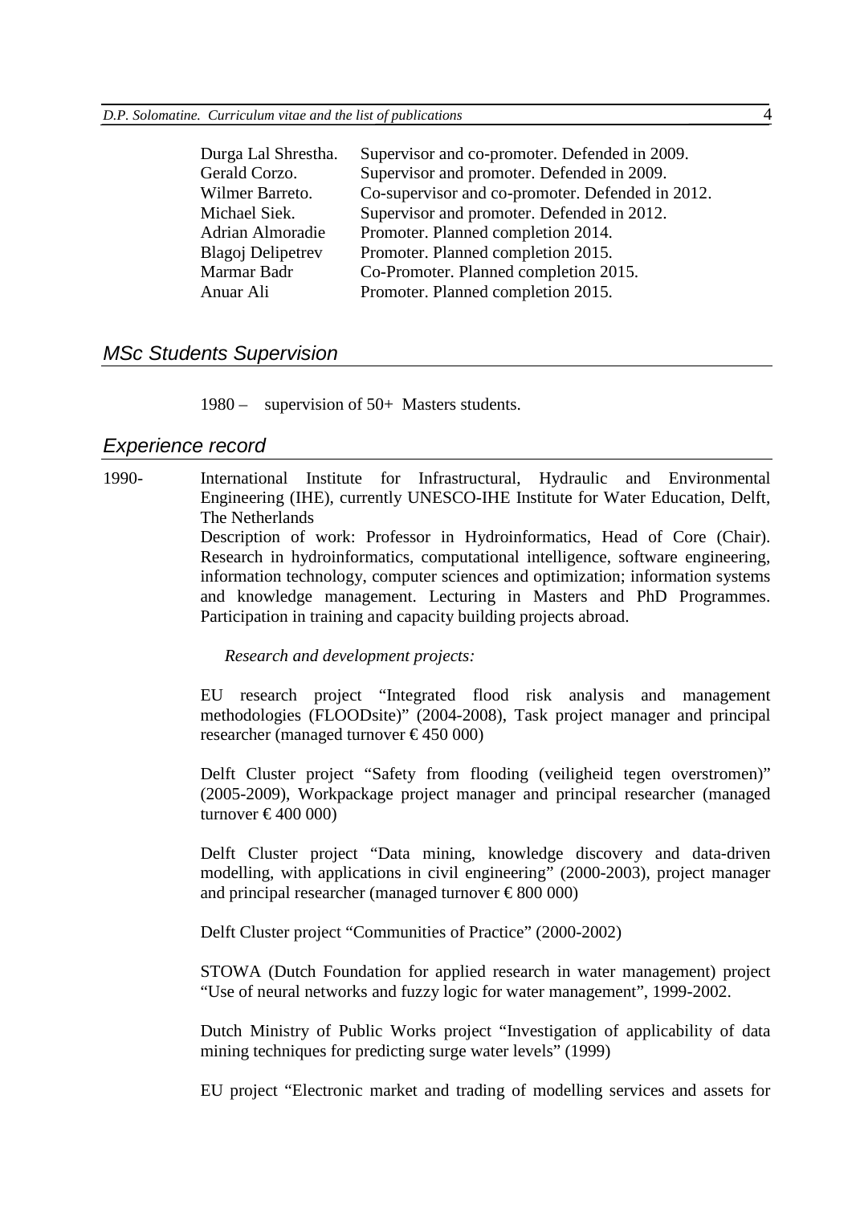| | |
|---|---|
| Durga Lal Shrestha. | Supervisor and co-promoter. Defended in 2009. |
| Gerald Corzo. | Supervisor and promoter. Defended in 2009. |
| Wilmer Barreto. | Co-supervisor and co-promoter. Defended in 2012. |
| Michael Siek. | Supervisor and promoter. Defended in 2012. |
| Adrian Almoradie | Promoter. Planned completion 2014. |
| Blagoj Delipetrev | Promoter. Planned completion 2015. |
| Marmar Badr | Co-Promoter. Planned completion 2015. |
| Anuar Ali | Promoter. Planned completion 2015. |

## *MSc Students Supervision*

1980 – supervision of 50+ Masters students.

## *Experience record*

**1990-** International Institute for Infrastructural, Hydraulic and Environmental Engineering (IHE), currently UNESCO-IHE Institute for Water Education, Delft, The Netherlands

Description of work: Professor in Hydroinformatics, Head of Core (Chair). Research in hydroinformatics, computational intelligence, software engineering, information technology, computer sciences and optimization; information systems and knowledge management. Lecturing in Masters and PhD Programmes. Participation in training and capacity building projects abroad.

*Research and development projects:*

EU research project "Integrated flood risk analysis and management methodologies (FLOODsite)" (2004-2008), Task project manager and principal researcher (managed turnover € 450 000)

Delft Cluster project "Safety from flooding (veiligheid tegen overstromen)" (2005-2009), Workpackage project manager and principal researcher (managed turnover € 400 000)

Delft Cluster project "Data mining, knowledge discovery and data-driven modelling, with applications in civil engineering" (2000-2003), project manager and principal researcher (managed turnover € 800 000)

Delft Cluster project "Communities of Practice" (2000-2002)

STOWA (Dutch Foundation for applied research in water management) project "Use of neural networks and fuzzy logic for water management", 1999-2002.

Dutch Ministry of Public Works project "Investigation of applicability of data mining techniques for predicting surge water levels" (1999)

EU project "Electronic market and trading of modelling services and assets for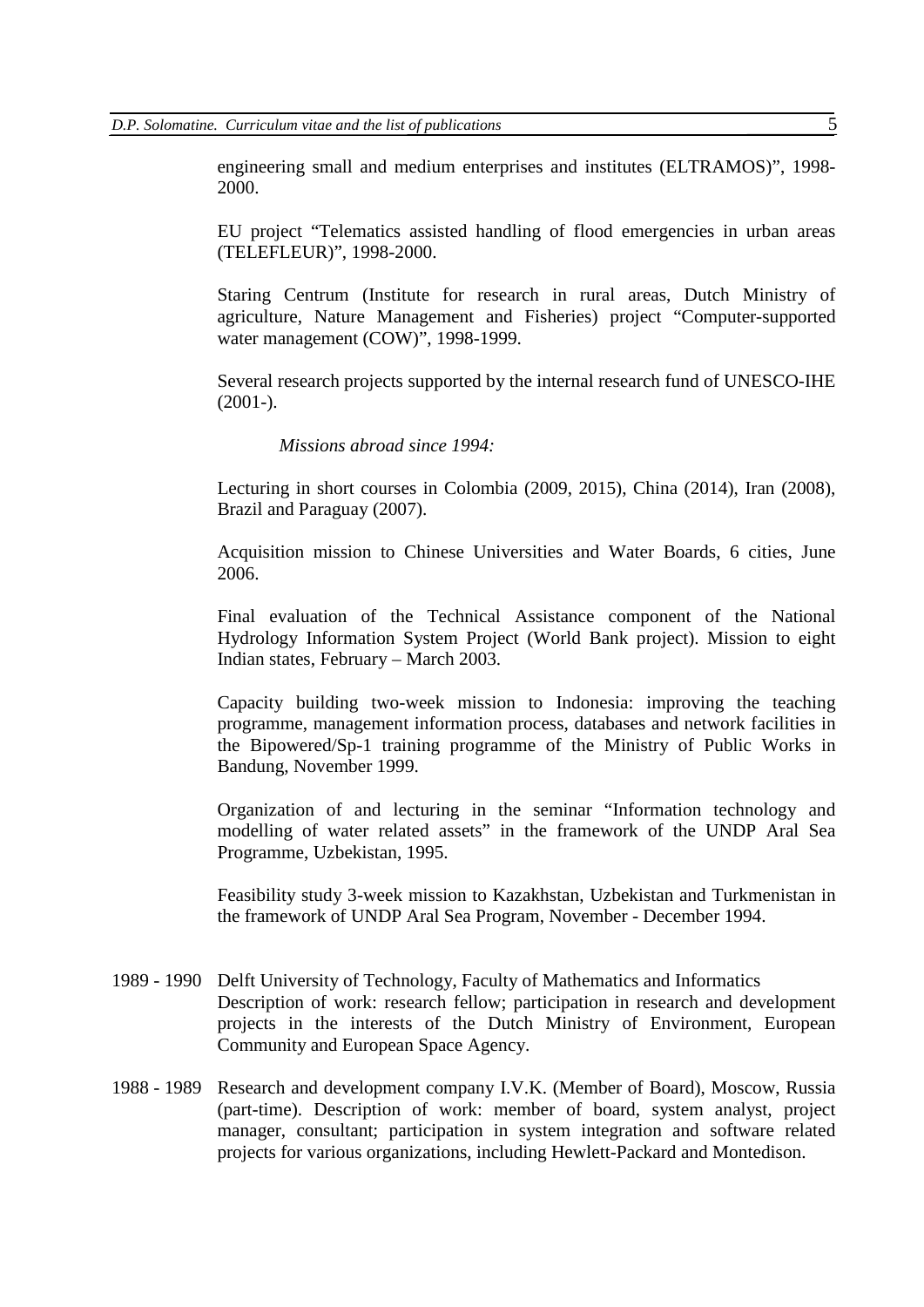engineering small and medium enterprises and institutes (ELTRAMOS)", 1998-2000.

EU project "Telematics assisted handling of flood emergencies in urban areas (TELEFLEUR)", 1998-2000.

Staring Centrum (Institute for research in rural areas, Dutch Ministry of agriculture, Nature Management and Fisheries) project "Computer-supported water management (COW)", 1998-1999.

Several research projects supported by the internal research fund of UNESCO-IHE (2001-).

*Missions abroad since 1994:*

Lecturing in short courses in Colombia (2009, 2015), China (2014), Iran (2008), Brazil and Paraguay (2007).

Acquisition mission to Chinese Universities and Water Boards, 6 cities, June 2006.

Final evaluation of the Technical Assistance component of the National Hydrology Information System Project (World Bank project). Mission to eight Indian states, February – March 2003.

Capacity building two-week mission to Indonesia: improving the teaching programme, management information process, databases and network facilities in the Bipowered/Sp-1 training programme of the Ministry of Public Works in Bandung, November 1999.

Organization of and lecturing in the seminar "Information technology and modelling of water related assets" in the framework of the UNDP Aral Sea Programme, Uzbekistan, 1995.

Feasibility study 3-week mission to Kazakhstan, Uzbekistan and Turkmenistan in the framework of UNDP Aral Sea Program, November - December 1994.

1989 - 1990 Delft University of Technology, Faculty of Mathematics and Informatics
Description of work: research fellow; participation in research and development projects in the interests of the Dutch Ministry of Environment, European Community and European Space Agency.

1988 - 1989 Research and development company I.V.K. (Member of Board), Moscow, Russia (part-time). Description of work: member of board, system analyst, project manager, consultant; participation in system integration and software related projects for various organizations, including Hewlett-Packard and Montedison.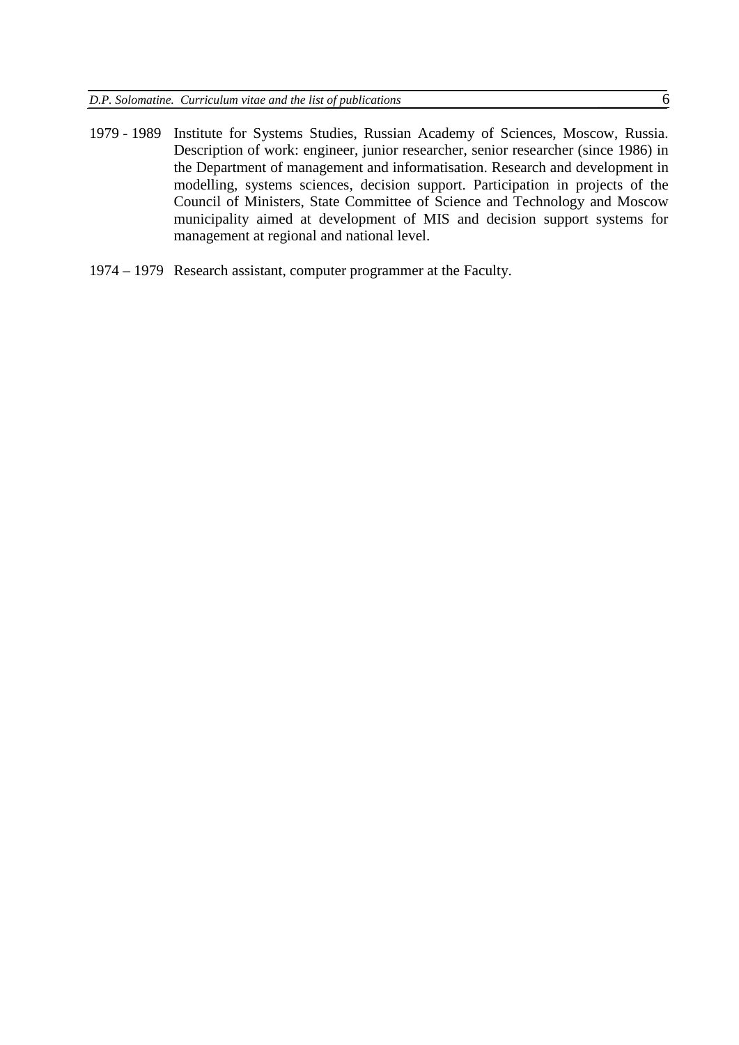1979 - 1989 Institute for Systems Studies, Russian Academy of Sciences, Moscow, Russia. Description of work: engineer, junior researcher, senior researcher (since 1986) in the Department of management and informatisation. Research and development in modelling, systems sciences, decision support. Participation in projects of the Council of Ministers, State Committee of Science and Technology and Moscow municipality aimed at development of MIS and decision support systems for management at regional and national level.

1974 – 1979 Research assistant, computer programmer at the Faculty.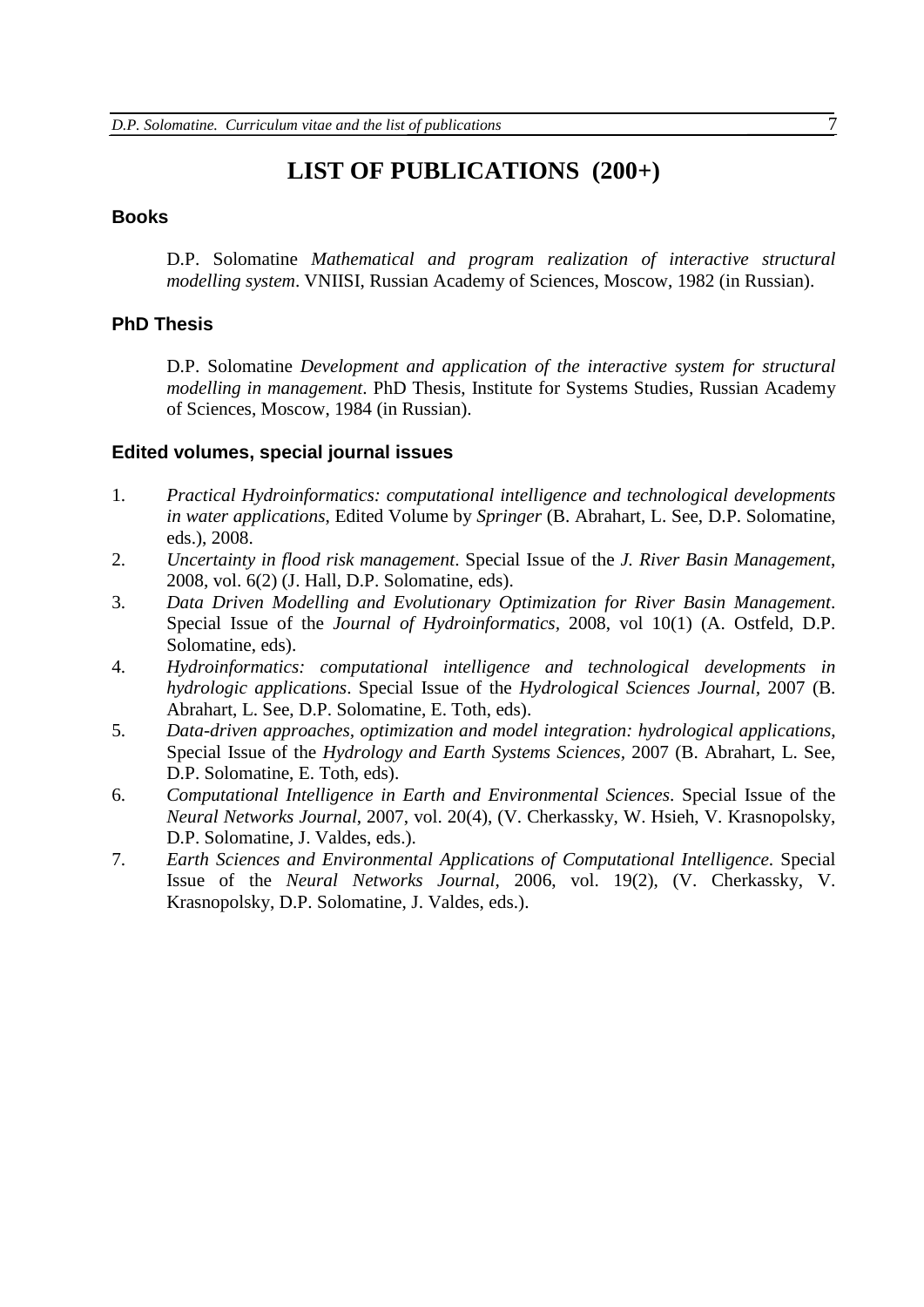# LIST OF PUBLICATIONS (200+)

## Books

D.P. Solomatine *Mathematical and program realization of interactive structural modelling system*. VNIISI, Russian Academy of Sciences, Moscow, 1982 (in Russian).

## PhD Thesis

D.P. Solomatine *Development and application of the interactive system for structural modelling in management*. PhD Thesis, Institute for Systems Studies, Russian Academy of Sciences, Moscow, 1984 (in Russian).

## Edited volumes, special journal issues

1. *Practical Hydroinformatics: computational intelligence and technological developments in water applications*, Edited Volume by *Springer* (B. Abrahart, L. See, D.P. Solomatine, eds.), 2008.
2. *Uncertainty in flood risk management*. Special Issue of the *J. River Basin Management*, 2008, vol. 6(2) (J. Hall, D.P. Solomatine, eds).
3. *Data Driven Modelling and Evolutionary Optimization for River Basin Management*. Special Issue of the *Journal of Hydroinformatics*, 2008, vol 10(1) (A. Ostfeld, D.P. Solomatine, eds).
4. *Hydroinformatics: computational intelligence and technological developments in hydrologic applications*. Special Issue of the *Hydrological Sciences Journal*, 2007 (B. Abrahart, L. See, D.P. Solomatine, E. Toth, eds).
5. *Data-driven approaches, optimization and model integration: hydrological applications*, Special Issue of the *Hydrology and Earth Systems Sciences*, 2007 (B. Abrahart, L. See, D.P. Solomatine, E. Toth, eds).
6. *Computational Intelligence in Earth and Environmental Sciences*. Special Issue of the *Neural Networks Journal*, 2007, vol. 20(4), (V. Cherkassky, W. Hsieh, V. Krasnopolsky, D.P. Solomatine, J. Valdes, eds.).
7. *Earth Sciences and Environmental Applications of Computational Intelligence*. Special Issue of the *Neural Networks Journal*, 2006, vol. 19(2), (V. Cherkassky, V. Krasnopolsky, D.P. Solomatine, J. Valdes, eds.).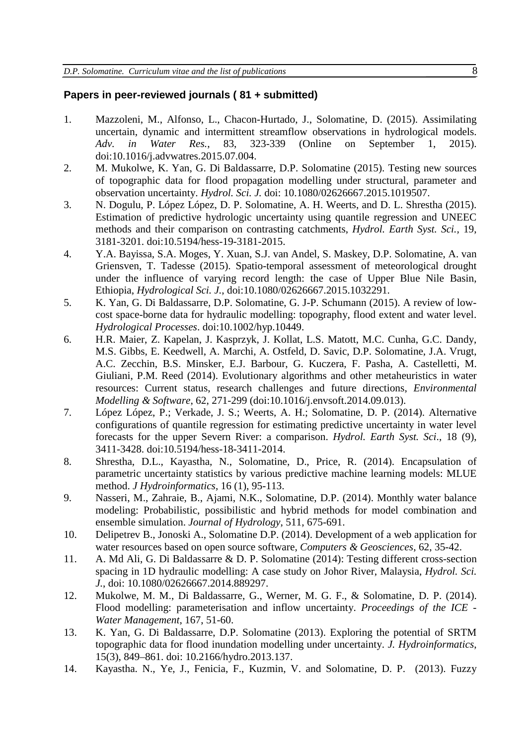### **Papers in peer-reviewed journals ( 81 + submitted)**

1. Mazzoleni, M., Alfonso, L., Chacon-Hurtado, J., Solomatine, D. (2015). Assimilating uncertain, dynamic and intermittent streamflow observations in hydrological models. *Adv. in Water Res.*, 83, 323-339 (Online on September 1, 2015). doi:10.1016/j.advwatres.2015.07.004.
2. M. Mukolwe, K. Yan, G. Di Baldassarre, D.P. Solomatine (2015). Testing new sources of topographic data for flood propagation modelling under structural, parameter and observation uncertainty. *Hydrol. Sci. J.* doi: 10.1080/02626667.2015.1019507.
3. N. Dogulu, P. López López, D. P. Solomatine, A. H. Weerts, and D. L. Shrestha (2015). Estimation of predictive hydrologic uncertainty using quantile regression and UNEEC methods and their comparison on contrasting catchments, *Hydrol. Earth Syst. Sci.*, 19, 3181-3201. doi:10.5194/hess-19-3181-2015.
4. Y.A. Bayissa, S.A. Moges, Y. Xuan, S.J. van Andel, S. Maskey, D.P. Solomatine, A. van Griensven, T. Tadesse (2015). Spatio-temporal assessment of meteorological drought under the influence of varying record length: the case of Upper Blue Nile Basin, Ethiopia, *Hydrological Sci. J.*, doi:10.1080/02626667.2015.1032291.
5. K. Yan, G. Di Baldassarre, D.P. Solomatine, G. J-P. Schumann (2015). A review of low-cost space-borne data for hydraulic modelling: topography, flood extent and water level. *Hydrological Processes*. doi:10.1002/hyp.10449.
6. H.R. Maier, Z. Kapelan, J. Kasprzyk, J. Kollat, L.S. Matott, M.C. Cunha, G.C. Dandy, M.S. Gibbs, E. Keedwell, A. Marchi, A. Ostfeld, D. Savic, D.P. Solomatine, J.A. Vrugt, A.C. Zecchin, B.S. Minsker, E.J. Barbour, G. Kuczera, F. Pasha, A. Castelletti, M. Giuliani, P.M. Reed (2014). Evolutionary algorithms and other metaheuristics in water resources: Current status, research challenges and future directions, *Environmental Modelling & Software*, 62, 271-299 (doi:10.1016/j.envsoft.2014.09.013).
7. López López, P.; Verkade, J. S.; Weerts, A. H.; Solomatine, D. P. (2014). Alternative configurations of quantile regression for estimating predictive uncertainty in water level forecasts for the upper Severn River: a comparison. *Hydrol. Earth Syst. Sci*., 18 (9), 3411-3428. doi:10.5194/hess-18-3411-2014.
8. Shrestha, D.L., Kayastha, N., Solomatine, D., Price, R. (2014). Encapsulation of parametric uncertainty statistics by various predictive machine learning models: MLUE method. *J Hydroinformatics*, 16 (1), 95-113.
9. Nasseri, M., Zahraie, B., Ajami, N.K., Solomatine, D.P. (2014). Monthly water balance modeling: Probabilistic, possibilistic and hybrid methods for model combination and ensemble simulation. *Journal of Hydrology*, 511, 675-691.
10. Delipetrev B., Jonoski A., Solomatine D.P. (2014). Development of a web application for water resources based on open source software, *Computers & Geosciences*, 62, 35-42.
11. A. Md Ali, G. Di Baldassarre & D. P. Solomatine (2014): Testing different cross-section spacing in 1D hydraulic modelling: A case study on Johor River, Malaysia, *Hydrol. Sci. J.*, doi: 10.1080/02626667.2014.889297.
12. Mukolwe, M. M., Di Baldassarre, G., Werner, M. G. F., & Solomatine, D. P. (2014). Flood modelling: parameterisation and inflow uncertainty. *Proceedings of the ICE - Water Management*, 167, 51-60.
13. K. Yan, G. Di Baldassarre, D.P. Solomatine (2013). Exploring the potential of SRTM topographic data for flood inundation modelling under uncertainty. *J. Hydroinformatics*, 15(3), 849–861. doi: 10.2166/hydro.2013.137.
14. Kayastha. N., Ye, J., Fenicia, F., Kuzmin, V. and Solomatine, D. P. (2013). Fuzzy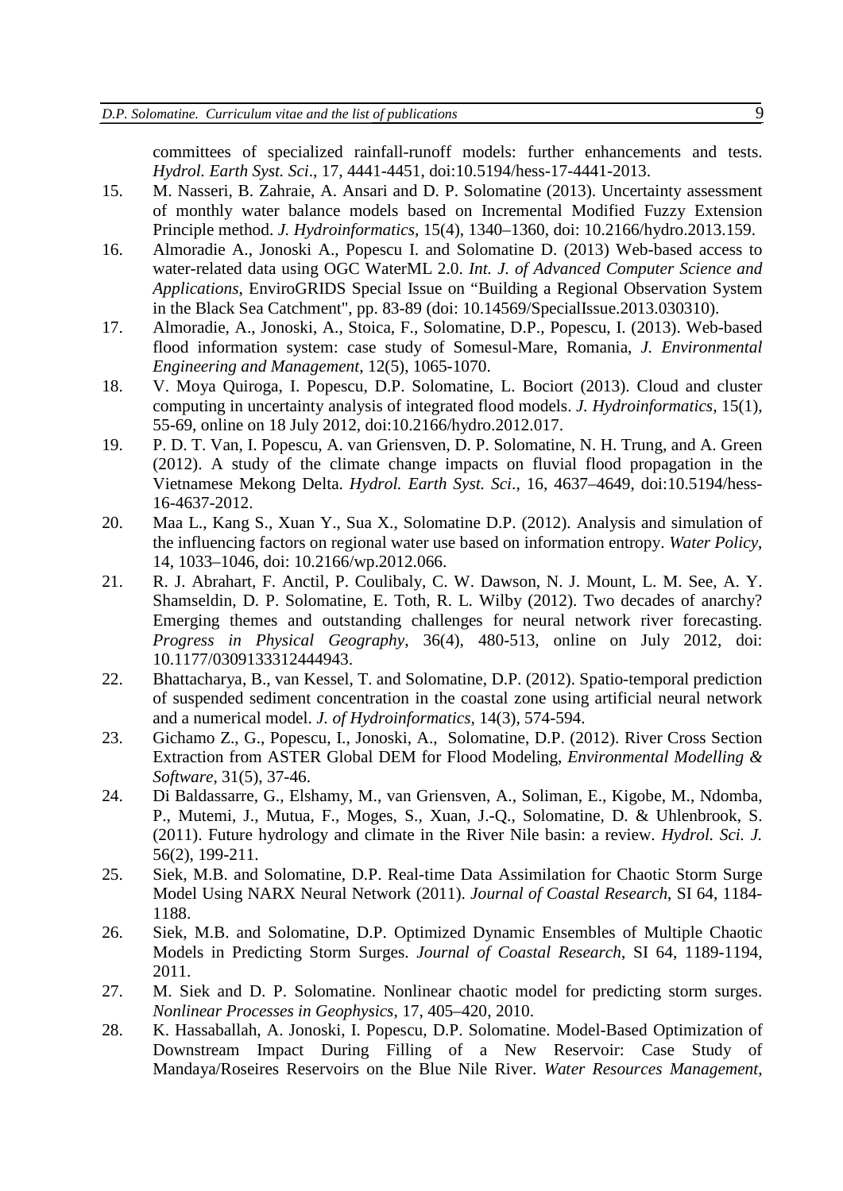committees of specialized rainfall-runoff models: further enhancements and tests. *Hydrol. Earth Syst. Sci*., 17, 4441-4451, doi:10.5194/hess-17-4441-2013.

15. M. Nasseri, B. Zahraie, A. Ansari and D. P. Solomatine (2013). Uncertainty assessment of monthly water balance models based on Incremental Modified Fuzzy Extension Principle method. *J. Hydroinformatics*, 15(4), 1340–1360, doi: 10.2166/hydro.2013.159.
16. Almoradie A., Jonoski A., Popescu I. and Solomatine D. (2013) Web-based access to water-related data using OGC WaterML 2.0. *Int. J. of Advanced Computer Science and Applications*, EnviroGRIDS Special Issue on "Building a Regional Observation System in the Black Sea Catchment", pp. 83-89 (doi: 10.14569/SpecialIssue.2013.030310).
17. Almoradie, A., Jonoski, A., Stoica, F., Solomatine, D.P., Popescu, I. (2013). Web-based flood information system: case study of Somesul-Mare, Romania, *J. Environmental Engineering and Management*, 12(5), 1065-1070.
18. V. Moya Quiroga, I. Popescu, D.P. Solomatine, L. Bociort (2013). Cloud and cluster computing in uncertainty analysis of integrated flood models. *J. Hydroinformatics*, 15(1), 55-69, online on 18 July 2012, doi:10.2166/hydro.2012.017.
19. P. D. T. Van, I. Popescu, A. van Griensven, D. P. Solomatine, N. H. Trung, and A. Green (2012). A study of the climate change impacts on fluvial flood propagation in the Vietnamese Mekong Delta. *Hydrol. Earth Syst. Sci*., 16, 4637–4649, doi:10.5194/hess-16-4637-2012.
20. Maa L., Kang S., Xuan Y., Sua X., Solomatine D.P. (2012). Analysis and simulation of the influencing factors on regional water use based on information entropy. *Water Policy*, 14, 1033–1046, doi: 10.2166/wp.2012.066.
21. R. J. Abrahart, F. Anctil, P. Coulibaly, C. W. Dawson, N. J. Mount, L. M. See, A. Y. Shamseldin, D. P. Solomatine, E. Toth, R. L. Wilby (2012). Two decades of anarchy? Emerging themes and outstanding challenges for neural network river forecasting. *Progress in Physical Geography*, 36(4), 480-513, online on July 2012, doi: 10.1177/0309133312444943.
22. Bhattacharya, B., van Kessel, T. and Solomatine, D.P. (2012). Spatio-temporal prediction of suspended sediment concentration in the coastal zone using artificial neural network and a numerical model. *J. of Hydroinformatics*, 14(3), 574-594.
23. Gichamo Z., G., Popescu, I., Jonoski, A., Solomatine, D.P. (2012). River Cross Section Extraction from ASTER Global DEM for Flood Modeling, *Environmental Modelling & Software*, 31(5), 37-46.
24. Di Baldassarre, G., Elshamy, M., van Griensven, A., Soliman, E., Kigobe, M., Ndomba, P., Mutemi, J., Mutua, F., Moges, S., Xuan, J.-Q., Solomatine, D. & Uhlenbrook, S. (2011). Future hydrology and climate in the River Nile basin: a review. *Hydrol. Sci. J.* 56(2), 199-211.
25. Siek, M.B. and Solomatine, D.P. Real-time Data Assimilation for Chaotic Storm Surge Model Using NARX Neural Network (2011). *Journal of Coastal Research*, SI 64, 1184-1188.
26. Siek, M.B. and Solomatine, D.P. Optimized Dynamic Ensembles of Multiple Chaotic Models in Predicting Storm Surges. *Journal of Coastal Research*, SI 64, 1189-1194, 2011.
27. M. Siek and D. P. Solomatine. Nonlinear chaotic model for predicting storm surges. *Nonlinear Processes in Geophysics*, 17, 405–420, 2010.
28. K. Hassaballah, A. Jonoski, I. Popescu, D.P. Solomatine. Model-Based Optimization of Downstream Impact During Filling of a New Reservoir: Case Study of Mandaya/Roseires Reservoirs on the Blue Nile River. *Water Resources Management*,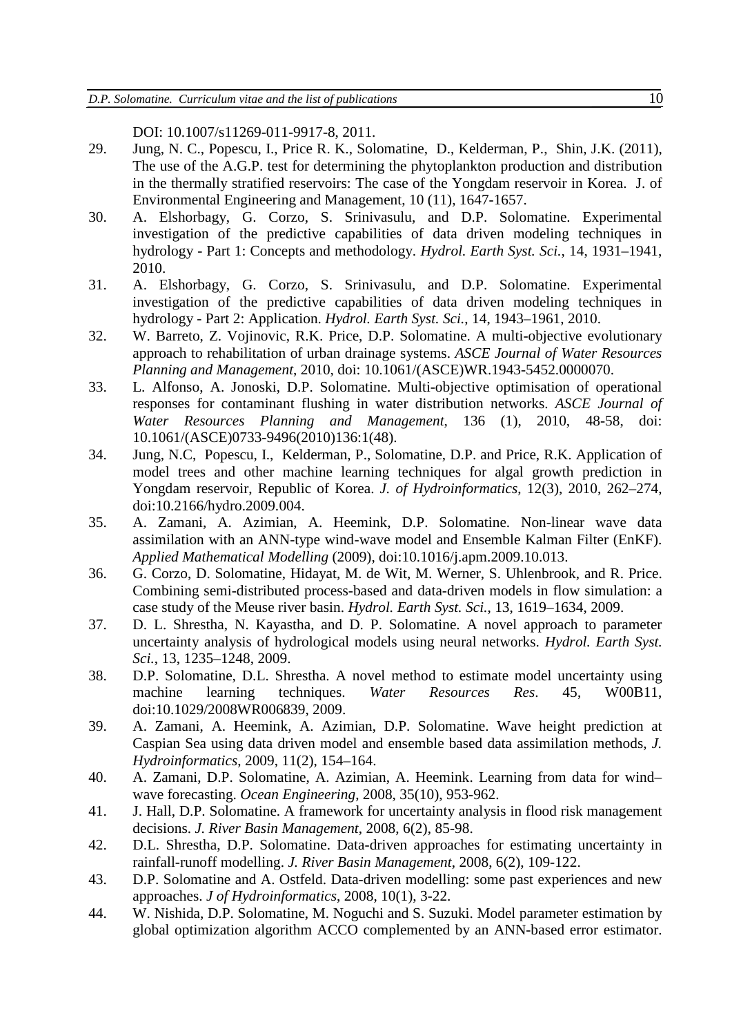DOI: 10.1007/s11269-011-9917-8, 2011.

29. Jung, N. C., Popescu, I., Price R. K., Solomatine, D., Kelderman, P., Shin, J.K. (2011), The use of the A.G.P. test for determining the phytoplankton production and distribution in the thermally stratified reservoirs: The case of the Yongdam reservoir in Korea. J. of Environmental Engineering and Management, 10 (11), 1647-1657.
30. A. Elshorbagy, G. Corzo, S. Srinivasulu, and D.P. Solomatine. Experimental investigation of the predictive capabilities of data driven modeling techniques in hydrology - Part 1: Concepts and methodology. *Hydrol. Earth Syst. Sci.*, 14, 1931–1941, 2010.
31. A. Elshorbagy, G. Corzo, S. Srinivasulu, and D.P. Solomatine. Experimental investigation of the predictive capabilities of data driven modeling techniques in hydrology - Part 2: Application. *Hydrol. Earth Syst. Sci.*, 14, 1943–1961, 2010.
32. W. Barreto, Z. Vojinovic, R.K. Price, D.P. Solomatine. A multi-objective evolutionary approach to rehabilitation of urban drainage systems. *ASCE Journal of Water Resources Planning and Management*, 2010, doi: 10.1061/(ASCE)WR.1943-5452.0000070.
33. L. Alfonso, A. Jonoski, D.P. Solomatine. Multi-objective optimisation of operational responses for contaminant flushing in water distribution networks. *ASCE Journal of Water Resources Planning and Management*, 136 (1), 2010, 48-58, doi: 10.1061/(ASCE)0733-9496(2010)136:1(48).
34. Jung, N.C, Popescu, I., Kelderman, P., Solomatine, D.P. and Price, R.K. Application of model trees and other machine learning techniques for algal growth prediction in Yongdam reservoir, Republic of Korea. *J. of Hydroinformatics*, 12(3), 2010, 262–274, doi:10.2166/hydro.2009.004.
35. A. Zamani, A. Azimian, A. Heemink, D.P. Solomatine. Non-linear wave data assimilation with an ANN-type wind-wave model and Ensemble Kalman Filter (EnKF). *Applied Mathematical Modelling* (2009), doi:10.1016/j.apm.2009.10.013.
36. G. Corzo, D. Solomatine, Hidayat, M. de Wit, M. Werner, S. Uhlenbrook, and R. Price. Combining semi-distributed process-based and data-driven models in flow simulation: a case study of the Meuse river basin. *Hydrol. Earth Syst. Sci.*, 13, 1619–1634, 2009.
37. D. L. Shrestha, N. Kayastha, and D. P. Solomatine. A novel approach to parameter uncertainty analysis of hydrological models using neural networks. *Hydrol. Earth Syst. Sci.*, 13, 1235–1248, 2009.
38. D.P. Solomatine, D.L. Shrestha. A novel method to estimate model uncertainty using machine learning techniques. *Water Resources Res*. 45, W00B11, doi:10.1029/2008WR006839, 2009.
39. A. Zamani, A. Heemink, A. Azimian, D.P. Solomatine. Wave height prediction at Caspian Sea using data driven model and ensemble based data assimilation methods, *J. Hydroinformatics*, 2009, 11(2), 154–164.
40. A. Zamani, D.P. Solomatine, A. Azimian, A. Heemink. Learning from data for wind–wave forecasting. *Ocean Engineering*, 2008, 35(10), 953-962.
41. J. Hall, D.P. Solomatine. A framework for uncertainty analysis in flood risk management decisions. *J. River Basin Management*, 2008, 6(2), 85-98.
42. D.L. Shrestha, D.P. Solomatine. Data-driven approaches for estimating uncertainty in rainfall-runoff modelling. *J. River Basin Management*, 2008, 6(2), 109-122.
43. D.P. Solomatine and A. Ostfeld. Data-driven modelling: some past experiences and new approaches. *J of Hydroinformatics*, 2008, 10(1), 3-22.
44. W. Nishida, D.P. Solomatine, M. Noguchi and S. Suzuki. Model parameter estimation by global optimization algorithm ACCO complemented by an ANN-based error estimator.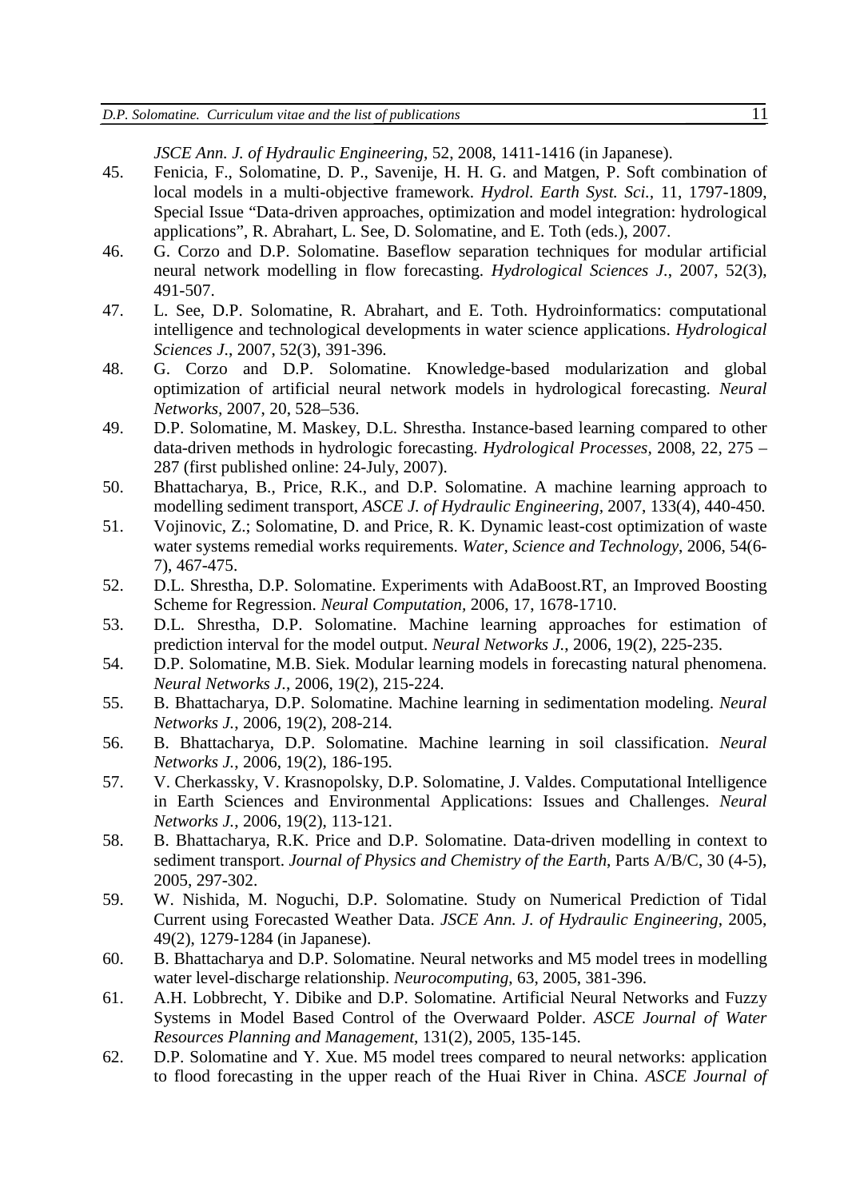*JSCE Ann. J. of Hydraulic Engineering*, 52, 2008, 1411-1416 (in Japanese).

45. Fenicia, F., Solomatine, D. P., Savenije, H. H. G. and Matgen, P. Soft combination of local models in a multi-objective framework. *Hydrol. Earth Syst. Sci.*, 11, 1797-1809, Special Issue "Data-driven approaches, optimization and model integration: hydrological applications", R. Abrahart, L. See, D. Solomatine, and E. Toth (eds.), 2007.
46. G. Corzo and D.P. Solomatine. Baseflow separation techniques for modular artificial neural network modelling in flow forecasting. *Hydrological Sciences J.*, 2007, 52(3), 491-507.
47. L. See, D.P. Solomatine, R. Abrahart, and E. Toth. Hydroinformatics: computational intelligence and technological developments in water science applications. *Hydrological Sciences J*., 2007, 52(3), 391-396.
48. G. Corzo and D.P. Solomatine. Knowledge-based modularization and global optimization of artificial neural network models in hydrological forecasting. *Neural Networks*, 2007, 20, 528–536.
49. D.P. Solomatine, M. Maskey, D.L. Shrestha. Instance-based learning compared to other data-driven methods in hydrologic forecasting. *Hydrological Processes*, 2008, 22, 275 – 287 (first published online: 24-July, 2007).
50. Bhattacharya, B., Price, R.K., and D.P. Solomatine. A machine learning approach to modelling sediment transport, *ASCE J. of Hydraulic Engineering*, 2007, 133(4), 440-450.
51. Vojinovic, Z.; Solomatine, D. and Price, R. K. Dynamic least-cost optimization of waste water systems remedial works requirements. *Water, Science and Technology*, 2006, 54(6-7), 467-475.
52. D.L. Shrestha, D.P. Solomatine. Experiments with AdaBoost.RT, an Improved Boosting Scheme for Regression. *Neural Computation*, 2006, 17, 1678-1710.
53. D.L. Shrestha, D.P. Solomatine. Machine learning approaches for estimation of prediction interval for the model output. *Neural Networks J.*, 2006, 19(2), 225-235.
54. D.P. Solomatine, M.B. Siek. Modular learning models in forecasting natural phenomena. *Neural Networks J.*, 2006, 19(2), 215-224.
55. B. Bhattacharya, D.P. Solomatine. Machine learning in sedimentation modeling. *Neural Networks J.*, 2006, 19(2), 208-214.
56. B. Bhattacharya, D.P. Solomatine. Machine learning in soil classification. *Neural Networks J.*, 2006, 19(2), 186-195.
57. V. Cherkassky, V. Krasnopolsky, D.P. Solomatine, J. Valdes. Computational Intelligence in Earth Sciences and Environmental Applications: Issues and Challenges. *Neural Networks J.*, 2006, 19(2), 113-121.
58. B. Bhattacharya, R.K. Price and D.P. Solomatine. Data-driven modelling in context to sediment transport. *Journal of Physics and Chemistry of the Earth*, Parts A/B/C, 30 (4-5), 2005, 297-302.
59. W. Nishida, M. Noguchi, D.P. Solomatine. Study on Numerical Prediction of Tidal Current using Forecasted Weather Data. *JSCE Ann. J. of Hydraulic Engineering*, 2005, 49(2), 1279-1284 (in Japanese).
60. B. Bhattacharya and D.P. Solomatine. Neural networks and M5 model trees in modelling water level-discharge relationship. *Neurocomputing*, 63, 2005, 381-396.
61. A.H. Lobbrecht, Y. Dibike and D.P. Solomatine. Artificial Neural Networks and Fuzzy Systems in Model Based Control of the Overwaard Polder. *ASCE Journal of Water Resources Planning and Management*, 131(2), 2005, 135-145.
62. D.P. Solomatine and Y. Xue. M5 model trees compared to neural networks: application to flood forecasting in the upper reach of the Huai River in China. *ASCE Journal of*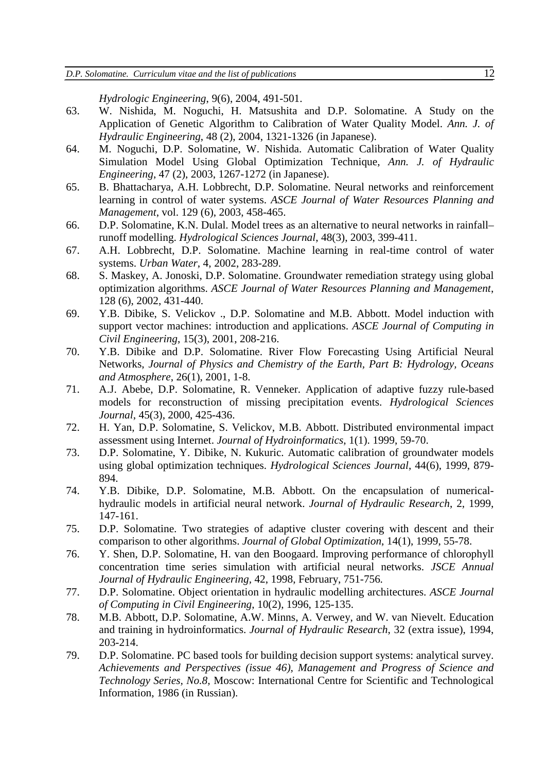*Hydrologic Engineering*, 9(6), 2004, 491-501.

63. W. Nishida, M. Noguchi, H. Matsushita and D.P. Solomatine. A Study on the Application of Genetic Algorithm to Calibration of Water Quality Model. *Ann. J. of Hydraulic Engineering*, 48 (2), 2004, 1321-1326 (in Japanese).
64. M. Noguchi, D.P. Solomatine, W. Nishida. Automatic Calibration of Water Quality Simulation Model Using Global Optimization Technique, *Ann. J. of Hydraulic Engineering*, 47 (2), 2003, 1267-1272 (in Japanese).
65. B. Bhattacharya, A.H. Lobbrecht, D.P. Solomatine. Neural networks and reinforcement learning in control of water systems. *ASCE Journal of Water Resources Planning and Management*, vol. 129 (6), 2003, 458-465.
66. D.P. Solomatine, K.N. Dulal. Model trees as an alternative to neural networks in rainfall–runoff modelling. *Hydrological Sciences Journal*, 48(3), 2003, 399-411.
67. A.H. Lobbrecht, D.P. Solomatine. Machine learning in real-time control of water systems. *Urban Water*, 4, 2002, 283-289.
68. S. Maskey, A. Jonoski, D.P. Solomatine. Groundwater remediation strategy using global optimization algorithms. *ASCE Journal of Water Resources Planning and Management*, 128 (6), 2002, 431-440.
69. Y.B. Dibike, S. Velickov ., D.P. Solomatine and M.B. Abbott. Model induction with support vector machines: introduction and applications. *ASCE Journal of Computing in Civil Engineering*, 15(3), 2001, 208-216.
70. Y.B. Dibike and D.P. Solomatine. River Flow Forecasting Using Artificial Neural Networks, *Journal of Physics and Chemistry of the Earth, Part B: Hydrology, Oceans and Atmosphere*, 26(1), 2001, 1-8.
71. A.J. Abebe, D.P. Solomatine, R. Venneker. Application of adaptive fuzzy rule-based models for reconstruction of missing precipitation events. *Hydrological Sciences Journal*, 45(3), 2000, 425-436.
72. H. Yan, D.P. Solomatine, S. Velickov, M.B. Abbott. Distributed environmental impact assessment using Internet. *Journal of Hydroinformatics*, 1(1). 1999, 59-70.
73. D.P. Solomatine, Y. Dibike, N. Kukuric. Automatic calibration of groundwater models using global optimization techniques. *Hydrological Sciences Journal*, 44(6), 1999, 879-894.
74. Y.B. Dibike, D.P. Solomatine, M.B. Abbott. On the encapsulation of numerical-hydraulic models in artificial neural network. *Journal of Hydraulic Research*, 2, 1999, 147-161.
75. D.P. Solomatine. Two strategies of adaptive cluster covering with descent and their comparison to other algorithms. *Journal of Global Optimization*, 14(1), 1999, 55-78.
76. Y. Shen, D.P. Solomatine, H. van den Boogaard. Improving performance of chlorophyll concentration time series simulation with artificial neural networks. *JSCE Annual Journal of Hydraulic Engineering*, 42, 1998, February, 751-756.
77. D.P. Solomatine. Object orientation in hydraulic modelling architectures. *ASCE Journal of Computing in Civil Engineering*, 10(2), 1996, 125-135.
78. M.B. Abbott, D.P. Solomatine, A.W. Minns, A. Verwey, and W. van Nievelt. Education and training in hydroinformatics. *Journal of Hydraulic Research*, 32 (extra issue), 1994, 203-214.
79. D.P. Solomatine. PC based tools for building decision support systems: analytical survey. *Achievements and Perspectives (issue 46), Management and Progress of Science and Technology Series, No.8*, Moscow: International Centre for Scientific and Technological Information, 1986 (in Russian).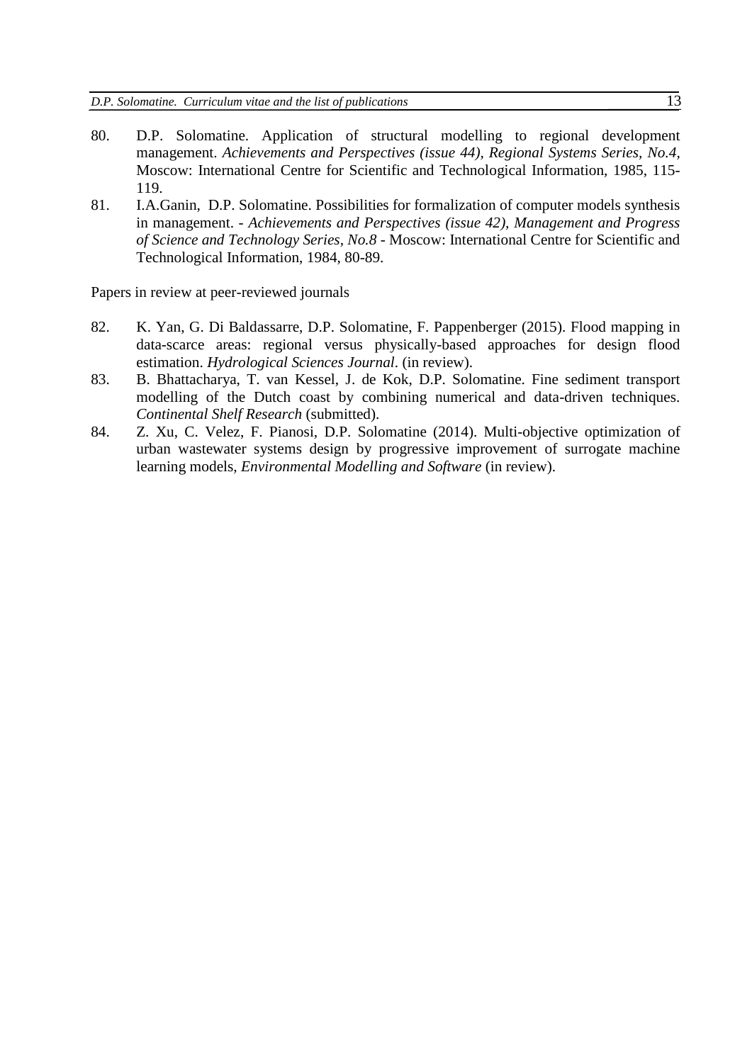80. D.P. Solomatine. Application of structural modelling to regional development management. *Achievements and Perspectives (issue 44), Regional Systems Series, No.4*, Moscow: International Centre for Scientific and Technological Information, 1985, 115-119.
81. I.A.Ganin, D.P. Solomatine. Possibilities for formalization of computer models synthesis in management. - *Achievements and Perspectives (issue 42), Management and Progress of Science and Technology Series, No.8* - Moscow: International Centre for Scientific and Technological Information, 1984, 80-89.

Papers in review at peer-reviewed journals

82. K. Yan, G. Di Baldassarre, D.P. Solomatine, F. Pappenberger (2015). Flood mapping in data-scarce areas: regional versus physically-based approaches for design flood estimation. *Hydrological Sciences Journal*. (in review).
83. B. Bhattacharya, T. van Kessel, J. de Kok, D.P. Solomatine. Fine sediment transport modelling of the Dutch coast by combining numerical and data-driven techniques. *Continental Shelf Research* (submitted).
84. Z. Xu, C. Velez, F. Pianosi, D.P. Solomatine (2014). Multi-objective optimization of urban wastewater systems design by progressive improvement of surrogate machine learning models, *Environmental Modelling and Software* (in review).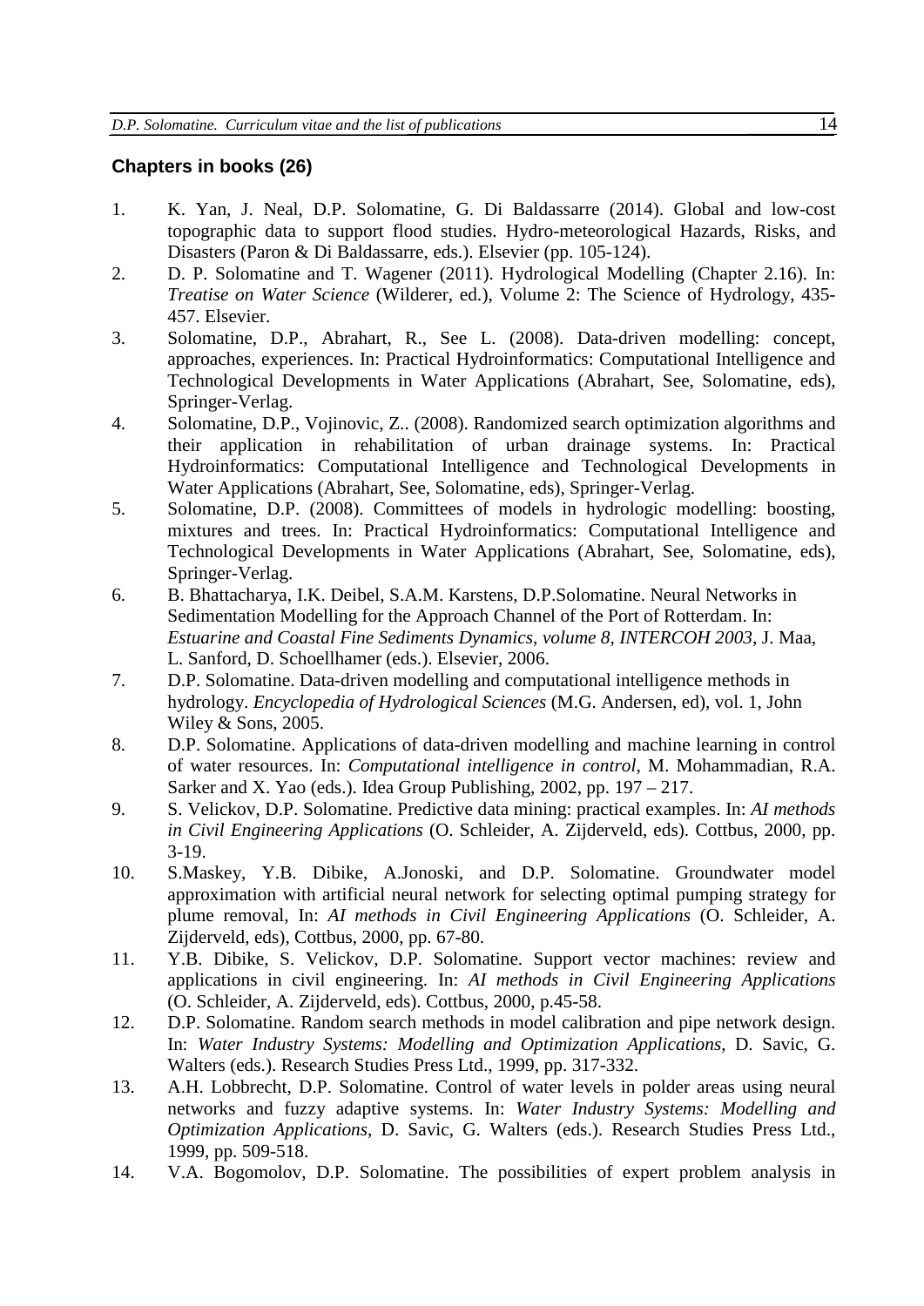## Chapters in books (26)

1. K. Yan, J. Neal, D.P. Solomatine, G. Di Baldassarre (2014). Global and low-cost topographic data to support flood studies. Hydro-meteorological Hazards, Risks, and Disasters (Paron & Di Baldassarre, eds.). Elsevier (pp. 105-124).
2. D. P. Solomatine and T. Wagener (2011). Hydrological Modelling (Chapter 2.16). In: *Treatise on Water Science* (Wilderer, ed.), Volume 2: The Science of Hydrology, 435-457. Elsevier.
3. Solomatine, D.P., Abrahart, R., See L. (2008). Data-driven modelling: concept, approaches, experiences. In: Practical Hydroinformatics: Computational Intelligence and Technological Developments in Water Applications (Abrahart, See, Solomatine, eds), Springer-Verlag.
4. Solomatine, D.P., Vojinovic, Z.. (2008). Randomized search optimization algorithms and their application in rehabilitation of urban drainage systems. In: Practical Hydroinformatics: Computational Intelligence and Technological Developments in Water Applications (Abrahart, See, Solomatine, eds), Springer-Verlag.
5. Solomatine, D.P. (2008). Committees of models in hydrologic modelling: boosting, mixtures and trees. In: Practical Hydroinformatics: Computational Intelligence and Technological Developments in Water Applications (Abrahart, See, Solomatine, eds), Springer-Verlag.
6. B. Bhattacharya, I.K. Deibel, S.A.M. Karstens, D.P.Solomatine. Neural Networks in Sedimentation Modelling for the Approach Channel of the Port of Rotterdam. In: *Estuarine and Coastal Fine Sediments Dynamics, volume 8, INTERCOH 2003*, J. Maa, L. Sanford, D. Schoellhamer (eds.). Elsevier, 2006.
7. D.P. Solomatine. Data-driven modelling and computational intelligence methods in hydrology. *Encyclopedia of Hydrological Sciences* (M.G. Andersen, ed), vol. 1, John Wiley & Sons, 2005.
8. D.P. Solomatine. Applications of data-driven modelling and machine learning in control of water resources. In: *Computational intelligence in control*, M. Mohammadian, R.A. Sarker and X. Yao (eds.). Idea Group Publishing, 2002, pp. 197 – 217.
9. S. Velickov, D.P. Solomatine. Predictive data mining: practical examples. In: *AI methods in Civil Engineering Applications* (O. Schleider, A. Zijderveld, eds). Cottbus, 2000, pp. 3-19.
10. S.Maskey, Y.B. Dibike, A.Jonoski, and D.P. Solomatine. Groundwater model approximation with artificial neural network for selecting optimal pumping strategy for plume removal, In: *AI methods in Civil Engineering Applications* (O. Schleider, A. Zijderveld, eds), Cottbus, 2000, pp. 67-80.
11. Y.B. Dibike, S. Velickov, D.P. Solomatine. Support vector machines: review and applications in civil engineering. In: *AI methods in Civil Engineering Applications* (O. Schleider, A. Zijderveld, eds). Cottbus, 2000, p.45-58.
12. D.P. Solomatine. Random search methods in model calibration and pipe network design. In: *Water Industry Systems: Modelling and Optimization Applications*, D. Savic, G. Walters (eds.). Research Studies Press Ltd., 1999, pp. 317-332.
13. A.H. Lobbrecht, D.P. Solomatine. Control of water levels in polder areas using neural networks and fuzzy adaptive systems. In: *Water Industry Systems: Modelling and Optimization Applications*, D. Savic, G. Walters (eds.). Research Studies Press Ltd., 1999, pp. 509-518.
14. V.A. Bogomolov, D.P. Solomatine. The possibilities of expert problem analysis in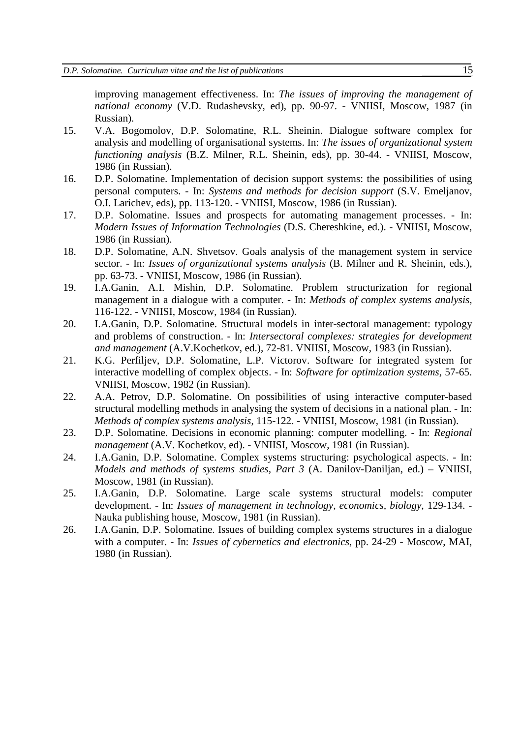improving management effectiveness. In: *The issues of improving the management of national economy* (V.D. Rudashevsky, ed), pp. 90-97. - VNIISI, Moscow, 1987 (in Russian).

15. V.A. Bogomolov, D.P. Solomatine, R.L. Sheinin. Dialogue software complex for analysis and modelling of organisational systems. In: *The issues of organizational system functioning analysis* (B.Z. Milner, R.L. Sheinin, eds), pp. 30-44. - VNIISI, Moscow, 1986 (in Russian).
16. D.P. Solomatine. Implementation of decision support systems: the possibilities of using personal computers. - In: *Systems and methods for decision support* (S.V. Emeljanov, O.I. Larichev, eds), pp. 113-120. - VNIISI, Moscow, 1986 (in Russian).
17. D.P. Solomatine. Issues and prospects for automating management processes. - In: *Modern Issues of Information Technologies* (D.S. Chereshkine, ed.). - VNIISI, Moscow, 1986 (in Russian).
18. D.P. Solomatine, A.N. Shvetsov. Goals analysis of the management system in service sector. - In: *Issues of organizational systems analysis* (B. Milner and R. Sheinin, eds.), pp. 63-73. - VNIISI, Moscow, 1986 (in Russian).
19. I.A.Ganin, A.I. Mishin, D.P. Solomatine. Problem structurization for regional management in a dialogue with a computer. - In: *Methods of complex systems analysis*, 116-122. - VNIISI, Moscow, 1984 (in Russian).
20. I.A.Ganin, D.P. Solomatine. Structural models in inter-sectoral management: typology and problems of construction. - In: *Intersectoral complexes: strategies for development and management* (A.V.Kochetkov, ed.), 72-81. VNIISI, Moscow, 1983 (in Russian).
21. K.G. Perfiljev, D.P. Solomatine, L.P. Victorov. Software for integrated system for interactive modelling of complex objects. - In: *Software for optimization systems*, 57-65. VNIISI, Moscow, 1982 (in Russian).
22. A.A. Petrov, D.P. Solomatine. On possibilities of using interactive computer-based structural modelling methods in analysing the system of decisions in a national plan. - In: *Methods of complex systems analysis*, 115-122. - VNIISI, Moscow, 1981 (in Russian).
23. D.P. Solomatine. Decisions in economic planning: computer modelling. - In: *Regional management* (A.V. Kochetkov, ed). - VNIISI, Moscow, 1981 (in Russian).
24. I.A.Ganin, D.P. Solomatine. Complex systems structuring: psychological aspects. - In: *Models and methods of systems studies, Part 3* (A. Danilov-Daniljan, ed.) – VNIISI, Moscow, 1981 (in Russian).
25. I.A.Ganin, D.P. Solomatine. Large scale systems structural models: computer development. - In: *Issues of management in technology, economics, biology*, 129-134. - Nauka publishing house, Moscow, 1981 (in Russian).
26. I.A.Ganin, D.P. Solomatine. Issues of building complex systems structures in a dialogue with a computer. - In: *Issues of cybernetics and electronics*, pp. 24-29 - Moscow, MAI, 1980 (in Russian).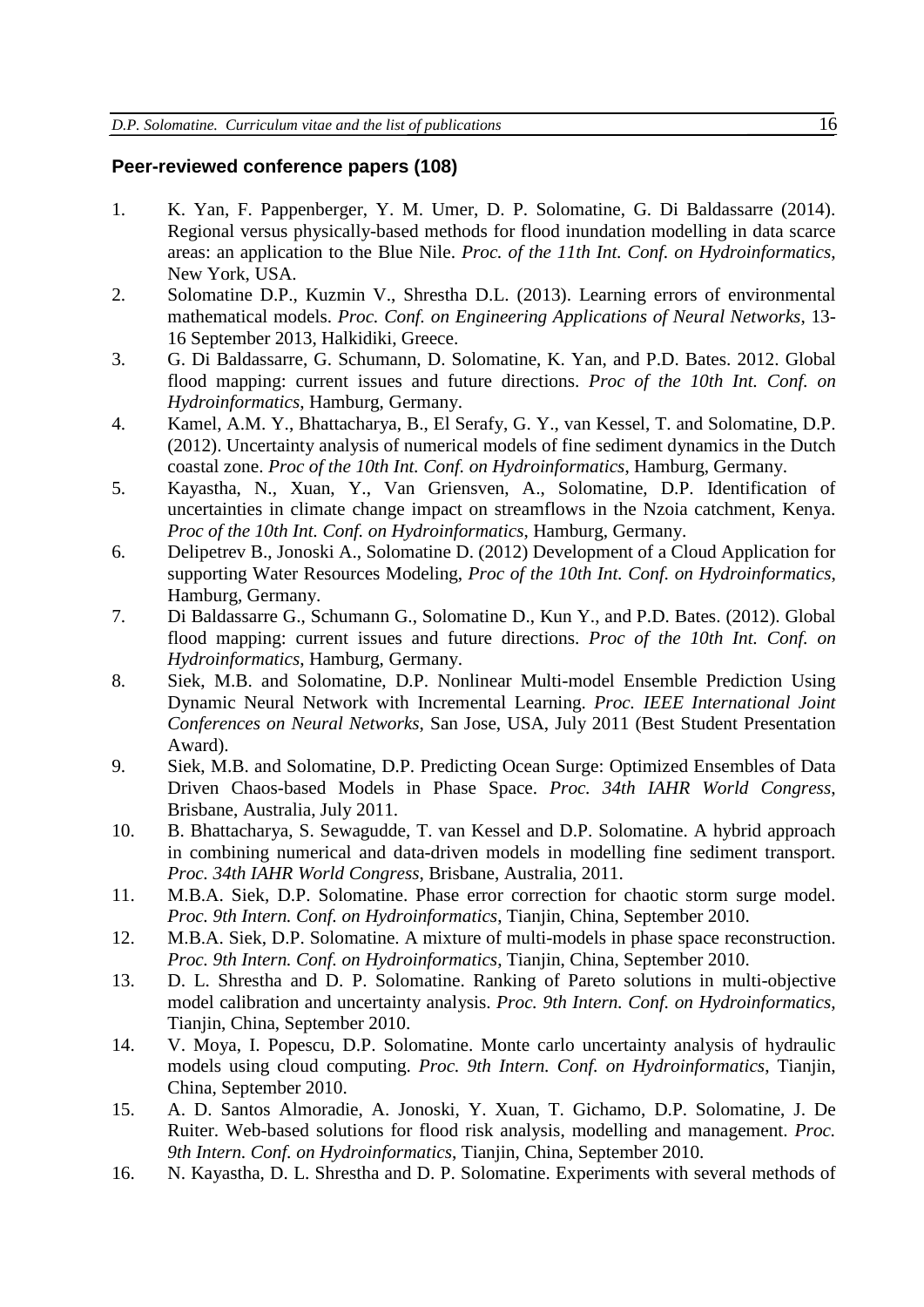### Peer-reviewed conference papers (108)

1. K. Yan, F. Pappenberger, Y. M. Umer, D. P. Solomatine, G. Di Baldassarre (2014). Regional versus physically-based methods for flood inundation modelling in data scarce areas: an application to the Blue Nile. *Proc. of the 11th Int. Conf. on Hydroinformatics*, New York, USA.
2. Solomatine D.P., Kuzmin V., Shrestha D.L. (2013). Learning errors of environmental mathematical models. *Proc. Conf. on Engineering Applications of Neural Networks*, 13-16 September 2013, Halkidiki, Greece.
3. G. Di Baldassarre, G. Schumann, D. Solomatine, K. Yan, and P.D. Bates. 2012. Global flood mapping: current issues and future directions. *Proc of the 10th Int. Conf. on Hydroinformatics*, Hamburg, Germany.
4. Kamel, A.M. Y., Bhattacharya, B., El Serafy, G. Y., van Kessel, T. and Solomatine, D.P. (2012). Uncertainty analysis of numerical models of fine sediment dynamics in the Dutch coastal zone. *Proc of the 10th Int. Conf. on Hydroinformatics*, Hamburg, Germany.
5. Kayastha, N., Xuan, Y., Van Griensven, A., Solomatine, D.P. Identification of uncertainties in climate change impact on streamflows in the Nzoia catchment, Kenya. *Proc of the 10th Int. Conf. on Hydroinformatics*, Hamburg, Germany.
6. Delipetrev B., Jonoski A., Solomatine D. (2012) Development of a Cloud Application for supporting Water Resources Modeling, *Proc of the 10th Int. Conf. on Hydroinformatics*, Hamburg, Germany.
7. Di Baldassarre G., Schumann G., Solomatine D., Kun Y., and P.D. Bates. (2012). Global flood mapping: current issues and future directions. *Proc of the 10th Int. Conf. on Hydroinformatics*, Hamburg, Germany.
8. Siek, M.B. and Solomatine, D.P. Nonlinear Multi-model Ensemble Prediction Using Dynamic Neural Network with Incremental Learning. *Proc. IEEE International Joint Conferences on Neural Networks*, San Jose, USA, July 2011 (Best Student Presentation Award).
9. Siek, M.B. and Solomatine, D.P. Predicting Ocean Surge: Optimized Ensembles of Data Driven Chaos-based Models in Phase Space. *Proc. 34th IAHR World Congress*, Brisbane, Australia, July 2011.
10. B. Bhattacharya, S. Sewagudde, T. van Kessel and D.P. Solomatine. A hybrid approach in combining numerical and data-driven models in modelling fine sediment transport. *Proc. 34th IAHR World Congress*, Brisbane, Australia, 2011.
11. M.B.A. Siek, D.P. Solomatine. Phase error correction for chaotic storm surge model. *Proc. 9th Intern. Conf. on Hydroinformatics*, Tianjin, China, September 2010.
12. M.B.A. Siek, D.P. Solomatine. A mixture of multi-models in phase space reconstruction. *Proc. 9th Intern. Conf. on Hydroinformatics*, Tianjin, China, September 2010.
13. D. L. Shrestha and D. P. Solomatine. Ranking of Pareto solutions in multi-objective model calibration and uncertainty analysis. *Proc. 9th Intern. Conf. on Hydroinformatics*, Tianjin, China, September 2010.
14. V. Moya, I. Popescu, D.P. Solomatine. Monte carlo uncertainty analysis of hydraulic models using cloud computing. *Proc. 9th Intern. Conf. on Hydroinformatics*, Tianjin, China, September 2010.
15. A. D. Santos Almoradie, A. Jonoski, Y. Xuan, T. Gichamo, D.P. Solomatine, J. De Ruiter. Web-based solutions for flood risk analysis, modelling and management. *Proc. 9th Intern. Conf. on Hydroinformatics*, Tianjin, China, September 2010.
16. N. Kayastha, D. L. Shrestha and D. P. Solomatine. Experiments with several methods of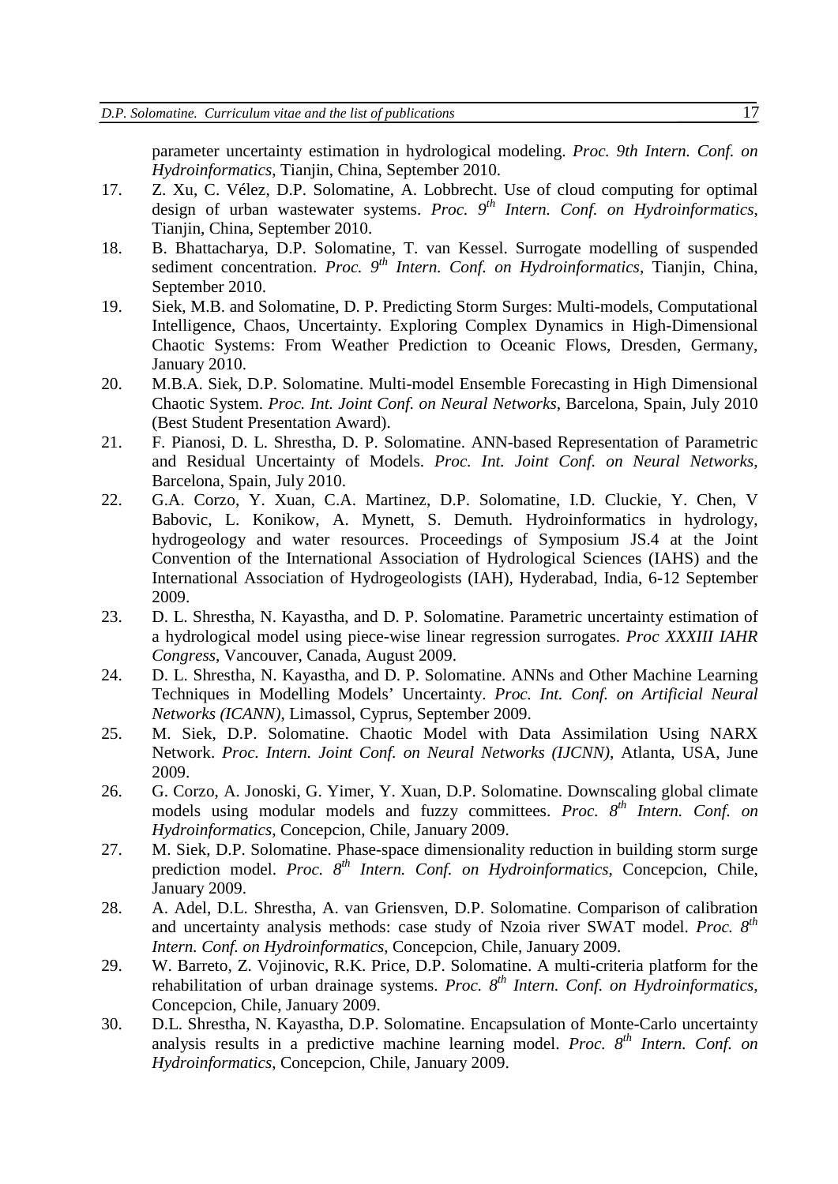parameter uncertainty estimation in hydrological modeling. *Proc. 9th Intern. Conf. on Hydroinformatics*, Tianjin, China, September 2010.

17. Z. Xu, C. Vélez, D.P. Solomatine, A. Lobbrecht. Use of cloud computing for optimal design of urban wastewater systems. *Proc. 9th Intern. Conf. on Hydroinformatics*, Tianjin, China, September 2010.
18. B. Bhattacharya, D.P. Solomatine, T. van Kessel. Surrogate modelling of suspended sediment concentration. *Proc. 9th Intern. Conf. on Hydroinformatics*, Tianjin, China, September 2010.
19. Siek, M.B. and Solomatine, D. P. Predicting Storm Surges: Multi-models, Computational Intelligence, Chaos, Uncertainty. Exploring Complex Dynamics in High-Dimensional Chaotic Systems: From Weather Prediction to Oceanic Flows, Dresden, Germany, January 2010.
20. M.B.A. Siek, D.P. Solomatine. Multi-model Ensemble Forecasting in High Dimensional Chaotic System. *Proc. Int. Joint Conf. on Neural Networks*, Barcelona, Spain, July 2010 (Best Student Presentation Award).
21. F. Pianosi, D. L. Shrestha, D. P. Solomatine. ANN-based Representation of Parametric and Residual Uncertainty of Models. *Proc. Int. Joint Conf. on Neural Networks*, Barcelona, Spain, July 2010.
22. G.A. Corzo, Y. Xuan, C.A. Martinez, D.P. Solomatine, I.D. Cluckie, Y. Chen, V Babovic, L. Konikow, A. Mynett, S. Demuth. Hydroinformatics in hydrology, hydrogeology and water resources. Proceedings of Symposium JS.4 at the Joint Convention of the International Association of Hydrological Sciences (IAHS) and the International Association of Hydrogeologists (IAH), Hyderabad, India, 6-12 September 2009.
23. D. L. Shrestha, N. Kayastha, and D. P. Solomatine. Parametric uncertainty estimation of a hydrological model using piece-wise linear regression surrogates. *Proc XXXIII IAHR Congress*, Vancouver, Canada, August 2009.
24. D. L. Shrestha, N. Kayastha, and D. P. Solomatine. ANNs and Other Machine Learning Techniques in Modelling Models' Uncertainty. *Proc. Int. Conf. on Artificial Neural Networks (ICANN)*, Limassol, Cyprus, September 2009.
25. M. Siek, D.P. Solomatine. Chaotic Model with Data Assimilation Using NARX Network. *Proc. Intern. Joint Conf. on Neural Networks (IJCNN)*, Atlanta, USA, June 2009.
26. G. Corzo, A. Jonoski, G. Yimer, Y. Xuan, D.P. Solomatine. Downscaling global climate models using modular models and fuzzy committees. *Proc. 8th Intern. Conf. on Hydroinformatics*, Concepcion, Chile, January 2009.
27. M. Siek, D.P. Solomatine. Phase-space dimensionality reduction in building storm surge prediction model. *Proc. 8th Intern. Conf. on Hydroinformatics*, Concepcion, Chile, January 2009.
28. A. Adel, D.L. Shrestha, A. van Griensven, D.P. Solomatine. Comparison of calibration and uncertainty analysis methods: case study of Nzoia river SWAT model. *Proc. 8th Intern. Conf. on Hydroinformatics*, Concepcion, Chile, January 2009.
29. W. Barreto, Z. Vojinovic, R.K. Price, D.P. Solomatine. A multi-criteria platform for the rehabilitation of urban drainage systems. *Proc. 8th Intern. Conf. on Hydroinformatics*, Concepcion, Chile, January 2009.
30. D.L. Shrestha, N. Kayastha, D.P. Solomatine. Encapsulation of Monte-Carlo uncertainty analysis results in a predictive machine learning model. *Proc. 8th Intern. Conf. on Hydroinformatics*, Concepcion, Chile, January 2009.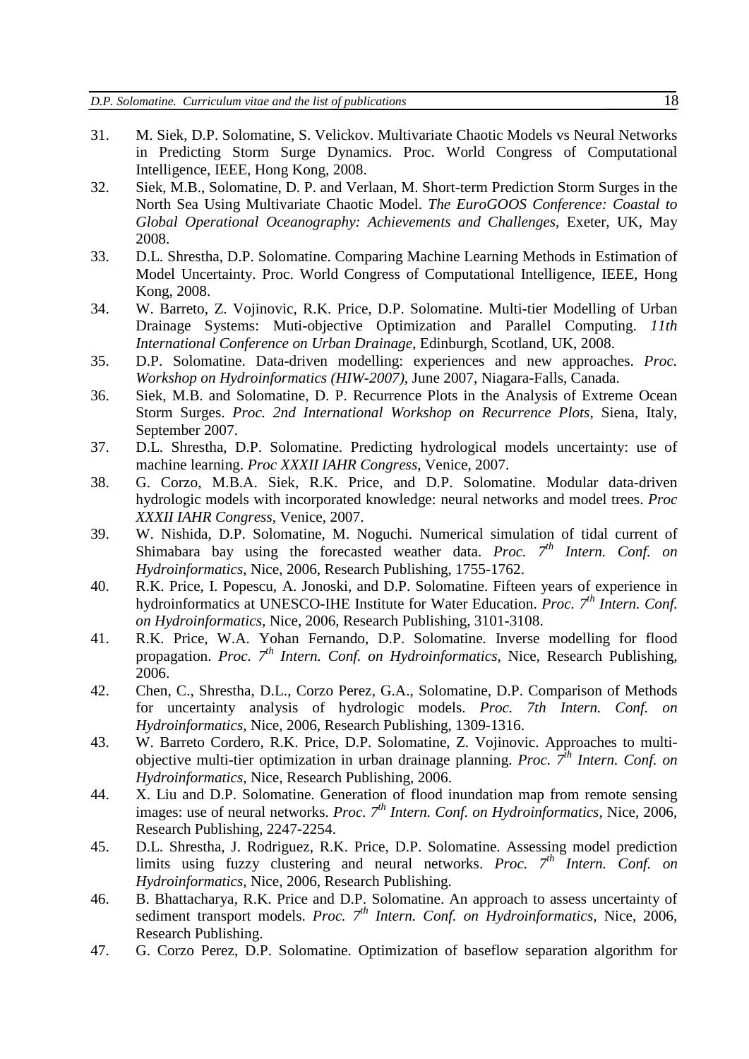31. M. Siek, D.P. Solomatine, S. Velickov. Multivariate Chaotic Models vs Neural Networks in Predicting Storm Surge Dynamics. Proc. World Congress of Computational Intelligence, IEEE, Hong Kong, 2008.
32. Siek, M.B., Solomatine, D. P. and Verlaan, M. Short-term Prediction Storm Surges in the North Sea Using Multivariate Chaotic Model. *The EuroGOOS Conference: Coastal to Global Operational Oceanography: Achievements and Challenges*, Exeter, UK, May 2008.
33. D.L. Shrestha, D.P. Solomatine. Comparing Machine Learning Methods in Estimation of Model Uncertainty. Proc. World Congress of Computational Intelligence, IEEE, Hong Kong, 2008.
34. W. Barreto, Z. Vojinovic, R.K. Price, D.P. Solomatine. Multi-tier Modelling of Urban Drainage Systems: Muti-objective Optimization and Parallel Computing. *11th International Conference on Urban Drainage*, Edinburgh, Scotland, UK, 2008.
35. D.P. Solomatine. Data-driven modelling: experiences and new approaches. *Proc. Workshop on Hydroinformatics (HIW-2007)*, June 2007, Niagara-Falls, Canada.
36. Siek, M.B. and Solomatine, D. P. Recurrence Plots in the Analysis of Extreme Ocean Storm Surges. *Proc. 2nd International Workshop on Recurrence Plots*, Siena, Italy, September 2007.
37. D.L. Shrestha, D.P. Solomatine. Predicting hydrological models uncertainty: use of machine learning. *Proc XXXII IAHR Congress*, Venice, 2007.
38. G. Corzo, M.B.A. Siek, R.K. Price, and D.P. Solomatine. Modular data-driven hydrologic models with incorporated knowledge: neural networks and model trees. *Proc XXXII IAHR Congress*, Venice, 2007.
39. W. Nishida, D.P. Solomatine, M. Noguchi. Numerical simulation of tidal current of Shimabara bay using the forecasted weather data. *Proc. 7th Intern. Conf. on Hydroinformatics*, Nice, 2006, Research Publishing, 1755-1762.
40. R.K. Price, I. Popescu, A. Jonoski, and D.P. Solomatine. Fifteen years of experience in hydroinformatics at UNESCO-IHE Institute for Water Education. *Proc. 7th Intern. Conf. on Hydroinformatics*, Nice, 2006, Research Publishing, 3101-3108.
41. R.K. Price, W.A. Yohan Fernando, D.P. Solomatine. Inverse modelling for flood propagation. *Proc. 7th Intern. Conf. on Hydroinformatics*, Nice, Research Publishing, 2006.
42. Chen, C., Shrestha, D.L., Corzo Perez, G.A., Solomatine, D.P. Comparison of Methods for uncertainty analysis of hydrologic models. *Proc. 7th Intern. Conf. on Hydroinformatics*, Nice, 2006, Research Publishing, 1309-1316.
43. W. Barreto Cordero, R.K. Price, D.P. Solomatine, Z. Vojinovic. Approaches to multi-objective multi-tier optimization in urban drainage planning. *Proc. 7th Intern. Conf. on Hydroinformatics*, Nice, Research Publishing, 2006.
44. X. Liu and D.P. Solomatine. Generation of flood inundation map from remote sensing images: use of neural networks. *Proc. 7th Intern. Conf. on Hydroinformatics*, Nice, 2006, Research Publishing, 2247-2254.
45. D.L. Shrestha, J. Rodriguez, R.K. Price, D.P. Solomatine. Assessing model prediction limits using fuzzy clustering and neural networks. *Proc. 7th Intern. Conf. on Hydroinformatics*, Nice, 2006, Research Publishing.
46. B. Bhattacharya, R.K. Price and D.P. Solomatine. An approach to assess uncertainty of sediment transport models. *Proc. 7th Intern. Conf. on Hydroinformatics*, Nice, 2006, Research Publishing.
47. G. Corzo Perez, D.P. Solomatine. Optimization of baseflow separation algorithm for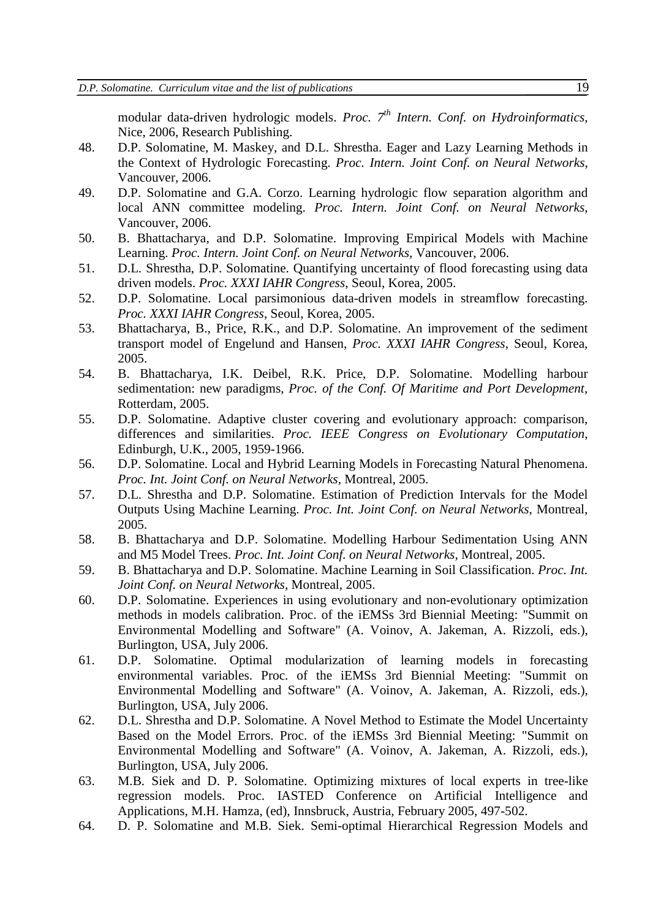modular data-driven hydrologic models. *Proc. 7th Intern. Conf. on Hydroinformatics*, Nice, 2006, Research Publishing.

48. D.P. Solomatine, M. Maskey, and D.L. Shrestha. Eager and Lazy Learning Methods in the Context of Hydrologic Forecasting. *Proc. Intern. Joint Conf. on Neural Networks*, Vancouver, 2006.
49. D.P. Solomatine and G.A. Corzo. Learning hydrologic flow separation algorithm and local ANN committee modeling. *Proc. Intern. Joint Conf. on Neural Networks*, Vancouver, 2006.
50. B. Bhattacharya, and D.P. Solomatine. Improving Empirical Models with Machine Learning. *Proc. Intern. Joint Conf. on Neural Networks*, Vancouver, 2006.
51. D.L. Shrestha, D.P. Solomatine. Quantifying uncertainty of flood forecasting using data driven models. *Proc. XXXI IAHR Congress*, Seoul, Korea, 2005.
52. D.P. Solomatine. Local parsimonious data-driven models in streamflow forecasting. *Proc. XXXI IAHR Congress*, Seoul, Korea, 2005.
53. Bhattacharya, B., Price, R.K., and D.P. Solomatine. An improvement of the sediment transport model of Engelund and Hansen, *Proc. XXXI IAHR Congress*, Seoul, Korea, 2005.
54. B. Bhattacharya, I.K. Deibel, R.K. Price, D.P. Solomatine. Modelling harbour sedimentation: new paradigms, *Proc. of the Conf. Of Maritime and Port Development*, Rotterdam, 2005.
55. D.P. Solomatine. Adaptive cluster covering and evolutionary approach: comparison, differences and similarities. *Proc. IEEE Congress on Evolutionary Computation*, Edinburgh, U.K., 2005, 1959-1966.
56. D.P. Solomatine. Local and Hybrid Learning Models in Forecasting Natural Phenomena. *Proc. Int. Joint Conf. on Neural Networks*, Montreal, 2005.
57. D.L. Shrestha and D.P. Solomatine. Estimation of Prediction Intervals for the Model Outputs Using Machine Learning. *Proc. Int. Joint Conf. on Neural Networks*, Montreal, 2005.
58. B. Bhattacharya and D.P. Solomatine. Modelling Harbour Sedimentation Using ANN and M5 Model Trees. *Proc. Int. Joint Conf. on Neural Networks*, Montreal, 2005.
59. B. Bhattacharya and D.P. Solomatine. Machine Learning in Soil Classification. *Proc. Int. Joint Conf. on Neural Networks*, Montreal, 2005.
60. D.P. Solomatine. Experiences in using evolutionary and non-evolutionary optimization methods in models calibration. Proc. of the iEMSs 3rd Biennial Meeting: "Summit on Environmental Modelling and Software" (A. Voinov, A. Jakeman, A. Rizzoli, eds.), Burlington, USA, July 2006.
61. D.P. Solomatine. Optimal modularization of learning models in forecasting environmental variables. Proc. of the iEMSs 3rd Biennial Meeting: "Summit on Environmental Modelling and Software" (A. Voinov, A. Jakeman, A. Rizzoli, eds.), Burlington, USA, July 2006.
62. D.L. Shrestha and D.P. Solomatine. A Novel Method to Estimate the Model Uncertainty Based on the Model Errors. Proc. of the iEMSs 3rd Biennial Meeting: "Summit on Environmental Modelling and Software" (A. Voinov, A. Jakeman, A. Rizzoli, eds.), Burlington, USA, July 2006.
63. M.B. Siek and D. P. Solomatine. Optimizing mixtures of local experts in tree-like regression models. Proc. IASTED Conference on Artificial Intelligence and Applications, M.H. Hamza, (ed), Innsbruck, Austria, February 2005, 497-502.
64. D. P. Solomatine and M.B. Siek. Semi-optimal Hierarchical Regression Models and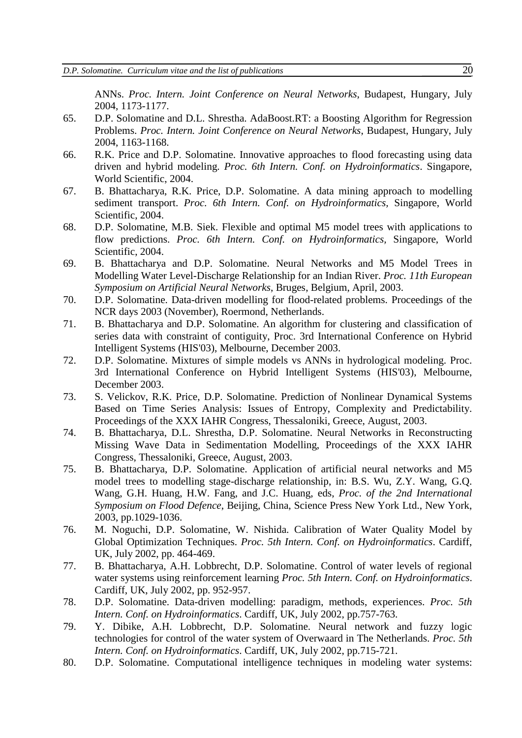ANNs. *Proc. Intern. Joint Conference on Neural Networks*, Budapest, Hungary, July 2004, 1173-1177.

65. D.P. Solomatine and D.L. Shrestha. AdaBoost.RT: a Boosting Algorithm for Regression Problems. *Proc. Intern. Joint Conference on Neural Networks*, Budapest, Hungary, July 2004, 1163-1168.
66. R.K. Price and D.P. Solomatine. Innovative approaches to flood forecasting using data driven and hybrid modeling. *Proc. 6th Intern. Conf. on Hydroinformatics*. Singapore, World Scientific, 2004.
67. B. Bhattacharya, R.K. Price, D.P. Solomatine. A data mining approach to modelling sediment transport. *Proc. 6th Intern. Conf. on Hydroinformatics*, Singapore, World Scientific, 2004.
68. D.P. Solomatine, M.B. Siek. Flexible and optimal M5 model trees with applications to flow predictions. *Proc. 6th Intern. Conf. on Hydroinformatics*, Singapore, World Scientific, 2004.
69. B. Bhattacharya and D.P. Solomatine. Neural Networks and M5 Model Trees in Modelling Water Level-Discharge Relationship for an Indian River. *Proc. 11th European Symposium on Artificial Neural Networks*, Bruges, Belgium, April, 2003.
70. D.P. Solomatine. Data-driven modelling for flood-related problems. Proceedings of the NCR days 2003 (November), Roermond, Netherlands.
71. B. Bhattacharya and D.P. Solomatine. An algorithm for clustering and classification of series data with constraint of contiguity, Proc. 3rd International Conference on Hybrid Intelligent Systems (HIS'03), Melbourne, December 2003.
72. D.P. Solomatine. Mixtures of simple models vs ANNs in hydrological modeling. Proc. 3rd International Conference on Hybrid Intelligent Systems (HIS'03), Melbourne, December 2003.
73. S. Velickov, R.K. Price, D.P. Solomatine. Prediction of Nonlinear Dynamical Systems Based on Time Series Analysis: Issues of Entropy, Complexity and Predictability. Proceedings of the XXX IAHR Congress, Thessaloniki, Greece, August, 2003.
74. B. Bhattacharya, D.L. Shrestha, D.P. Solomatine. Neural Networks in Reconstructing Missing Wave Data in Sedimentation Modelling, Proceedings of the XXX IAHR Congress, Thessaloniki, Greece, August, 2003.
75. B. Bhattacharya, D.P. Solomatine. Application of artificial neural networks and M5 model trees to modelling stage-discharge relationship, in: B.S. Wu, Z.Y. Wang, G.Q. Wang, G.H. Huang, H.W. Fang, and J.C. Huang, eds, *Proc. of the 2nd International Symposium on Flood Defence*, Beijing, China, Science Press New York Ltd., New York, 2003, pp.1029-1036.
76. M. Noguchi, D.P. Solomatine, W. Nishida. Calibration of Water Quality Model by Global Optimization Techniques. *Proc. 5th Intern. Conf. on Hydroinformatics*. Cardiff, UK, July 2002, pp. 464-469.
77. B. Bhattacharya, A.H. Lobbrecht, D.P. Solomatine. Control of water levels of regional water systems using reinforcement learning *Proc. 5th Intern. Conf. on Hydroinformatics*. Cardiff, UK, July 2002, pp. 952-957.
78. D.P. Solomatine. Data-driven modelling: paradigm, methods, experiences. *Proc. 5th Intern. Conf. on Hydroinformatics*. Cardiff, UK, July 2002, pp.757-763.
79. Y. Dibike, A.H. Lobbrecht, D.P. Solomatine. Neural network and fuzzy logic technologies for control of the water system of Overwaard in The Netherlands. *Proc. 5th Intern. Conf. on Hydroinformatics*. Cardiff, UK, July 2002, pp.715-721.
80. D.P. Solomatine. Computational intelligence techniques in modeling water systems: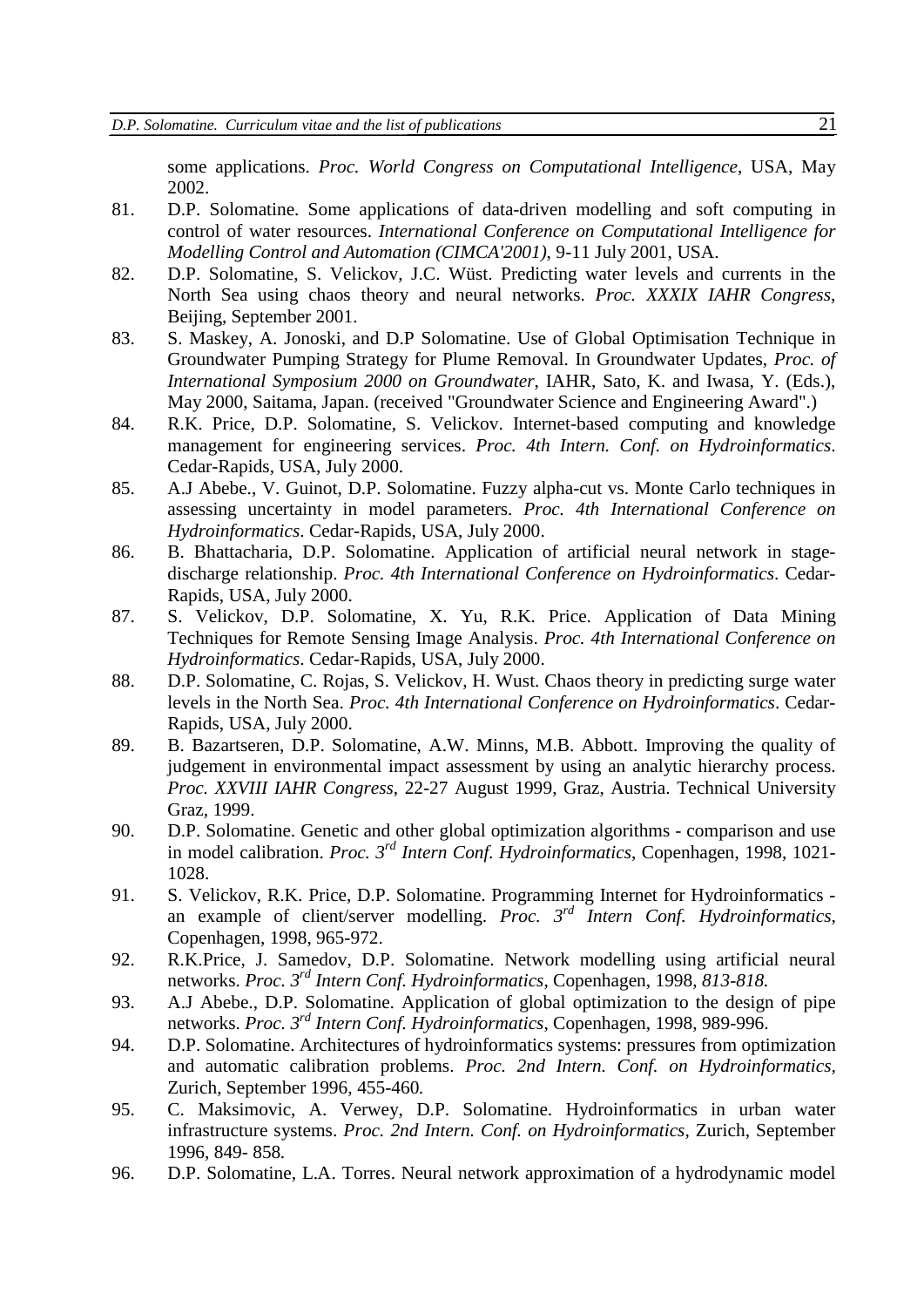some applications. *Proc. World Congress on Computational Intelligence*, USA, May 2002.

81. D.P. Solomatine. Some applications of data-driven modelling and soft computing in control of water resources. *International Conference on Computational Intelligence for Modelling Control and Automation (CIMCA'2001)*, 9-11 July 2001, USA.
82. D.P. Solomatine, S. Velickov, J.C. Wüst. Predicting water levels and currents in the North Sea using chaos theory and neural networks. *Proc. XXXIX IAHR Congress*, Beijing, September 2001.
83. S. Maskey, A. Jonoski, and D.P Solomatine. Use of Global Optimisation Technique in Groundwater Pumping Strategy for Plume Removal. In Groundwater Updates, *Proc. of International Symposium 2000 on Groundwater*, IAHR, Sato, K. and Iwasa, Y. (Eds.), May 2000, Saitama, Japan. (received "Groundwater Science and Engineering Award".)
84. R.K. Price, D.P. Solomatine, S. Velickov. Internet-based computing and knowledge management for engineering services. *Proc. 4th Intern. Conf. on Hydroinformatics*. Cedar-Rapids, USA, July 2000.
85. A.J Abebe., V. Guinot, D.P. Solomatine. Fuzzy alpha-cut vs. Monte Carlo techniques in assessing uncertainty in model parameters. *Proc. 4th International Conference on Hydroinformatics*. Cedar-Rapids, USA, July 2000.
86. B. Bhattacharia, D.P. Solomatine. Application of artificial neural network in stage-discharge relationship. *Proc. 4th International Conference on Hydroinformatics*. Cedar-Rapids, USA, July 2000.
87. S. Velickov, D.P. Solomatine, X. Yu, R.K. Price. Application of Data Mining Techniques for Remote Sensing Image Analysis. *Proc. 4th International Conference on Hydroinformatics*. Cedar-Rapids, USA, July 2000.
88. D.P. Solomatine, C. Rojas, S. Velickov, H. Wust. Chaos theory in predicting surge water levels in the North Sea. *Proc. 4th International Conference on Hydroinformatics*. Cedar-Rapids, USA, July 2000.
89. B. Bazartseren, D.P. Solomatine, A.W. Minns, M.B. Abbott. Improving the quality of judgement in environmental impact assessment by using an analytic hierarchy process. *Proc. XXVIII IAHR Congress*, 22-27 August 1999, Graz, Austria. Technical University Graz, 1999.
90. D.P. Solomatine. Genetic and other global optimization algorithms - comparison and use in model calibration. *Proc. 3rd Intern Conf. Hydroinformatics*, Copenhagen, 1998, 1021-1028.
91. S. Velickov, R.K. Price, D.P. Solomatine. Programming Internet for Hydroinformatics - an example of client/server modelling. *Proc. 3rd Intern Conf. Hydroinformatics*, Copenhagen, 1998, 965-972.
92. R.K.Price, J. Samedov, D.P. Solomatine. Network modelling using artificial neural networks. *Proc. 3rd Intern Conf. Hydroinformatics*, Copenhagen, 1998, *813-818.*
93. A.J Abebe., D.P. Solomatine. Application of global optimization to the design of pipe networks. *Proc. 3rd Intern Conf. Hydroinformatics*, Copenhagen, 1998, 989-996.
94. D.P. Solomatine. Architectures of hydroinformatics systems: pressures from optimization and automatic calibration problems. *Proc. 2nd Intern. Conf. on Hydroinformatics*, Zurich, September 1996, 455-460*.*
95. C. Maksimovic, A. Verwey, D.P. Solomatine. Hydroinformatics in urban water infrastructure systems. *Proc. 2nd Intern. Conf. on Hydroinformatics*, Zurich, September 1996, 849- 858*.*
96. D.P. Solomatine, L.A. Torres. Neural network approximation of a hydrodynamic model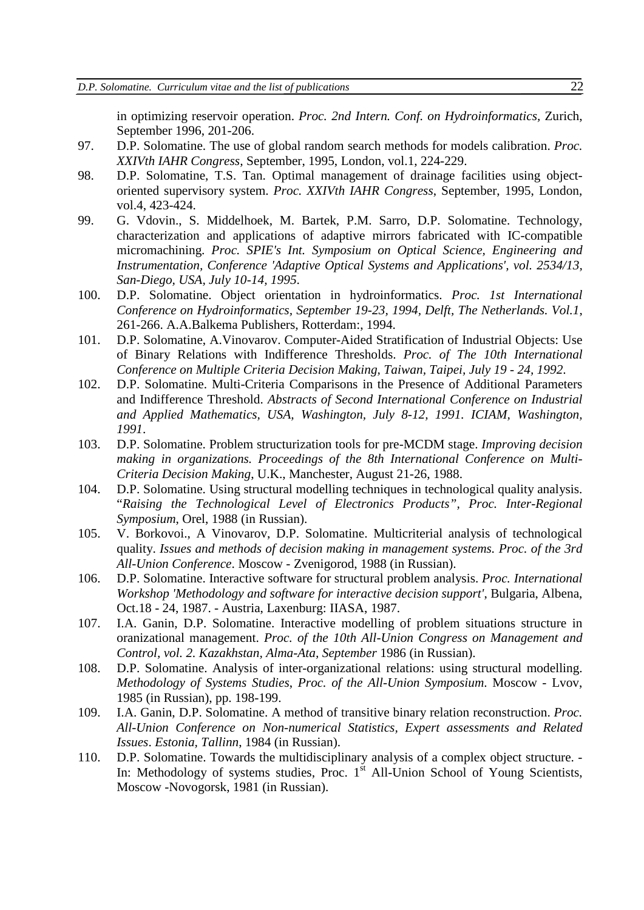in optimizing reservoir operation. *Proc. 2nd Intern. Conf. on Hydroinformatics*, Zurich, September 1996, 201-206.

97. D.P. Solomatine. The use of global random search methods for models calibration. *Proc. XXIVth IAHR Congress*, September, 1995, London, vol.1, 224-229.

98. D.P. Solomatine, T.S. Tan. Optimal management of drainage facilities using object-oriented supervisory system. *Proc. XXIVth IAHR Congress*, September, 1995, London, vol.4, 423-424.

99. G. Vdovin., S. Middelhoek, M. Bartek, P.M. Sarro, D.P. Solomatine. Technology, characterization and applications of adaptive mirrors fabricated with IC-compatible micromachining. *Proc. SPIE's Int. Symposium on Optical Science, Engineering and Instrumentation, Conference 'Adaptive Optical Systems and Applications', vol. 2534/13, San-Diego, USA, July 10-14, 1995.*

100. D.P. Solomatine. Object orientation in hydroinformatics. *Proc. 1st International Conference on Hydroinformatics, September 19-23, 1994, Delft, The Netherlands. Vol.1*, 261-266. A.A.Balkema Publishers, Rotterdam:, 1994.

101. D.P. Solomatine, A.Vinovarov. Computer-Aided Stratification of Industrial Objects: Use of Binary Relations with Indifference Thresholds. *Proc. of The 10th International Conference on Multiple Criteria Decision Making, Taiwan, Taipei, July 19 - 24, 1992.*

102. D.P. Solomatine. Multi-Criteria Comparisons in the Presence of Additional Parameters and Indifference Threshold. *Abstracts of Second International Conference on Industrial and Applied Mathematics, USA, Washington, July 8-12, 1991. ICIAM, Washington, 1991.*

103. D.P. Solomatine. Problem structurization tools for pre-MCDM stage. *Improving decision making in organizations. Proceedings of the 8th International Conference on Multi-Criteria Decision Making*, U.K., Manchester, August 21-26, 1988.

104. D.P. Solomatine. Using structural modelling techniques in technological quality analysis. "*Raising the Technological Level of Electronics Products", Proc. Inter-Regional Symposium*, Orel, 1988 (in Russian).

105. V. Borkovoi., A Vinovarov, D.P. Solomatine. Multicriterial analysis of technological quality. *Issues and methods of decision making in management systems. Proc. of the 3rd All-Union Conference*. Moscow - Zvenigorod, 1988 (in Russian).

106. D.P. Solomatine. Interactive software for structural problem analysis. *Proc. International Workshop 'Methodology and software for interactive decision support'*, Bulgaria, Albena, Oct.18 - 24, 1987. - Austria, Laxenburg: IIASA, 1987.

107. I.A. Ganin, D.P. Solomatine. Interactive modelling of problem situations structure in oranizational management. *Proc. of the 10th All-Union Congress on Management and Control, vol. 2. Kazakhstan, Alma-Ata, September* 1986 (in Russian).

108. D.P. Solomatine. Analysis of inter-organizational relations: using structural modelling. *Methodology of Systems Studies*, *Proc. of the All-Union Symposium*. Moscow - Lvov, 1985 (in Russian), pp. 198-199.

109. I.A. Ganin, D.P. Solomatine. A method of transitive binary relation reconstruction. *Proc. All-Union Conference on Non-numerical Statistics, Expert assessments and Related Issues*. *Estonia, Tallinn*, 1984 (in Russian).

110. D.P. Solomatine. Towards the multidisciplinary analysis of a complex object structure. - In: Methodology of systems studies, Proc. 1st All-Union School of Young Scientists, Moscow -Novogorsk, 1981 (in Russian).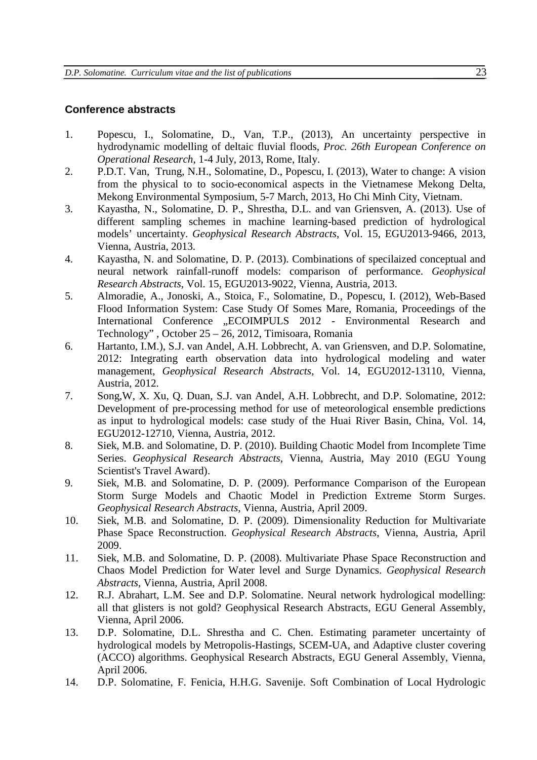### Conference abstracts

1. Popescu, I., Solomatine, D., Van, T.P., (2013), An uncertainty perspective in hydrodynamic modelling of deltaic fluvial floods, *Proc. 26th European Conference on Operational Research*, 1-4 July, 2013, Rome, Italy.
2. P.D.T. Van, Trung, N.H., Solomatine, D., Popescu, I. (2013), Water to change: A vision from the physical to to socio-economical aspects in the Vietnamese Mekong Delta, Mekong Environmental Symposium, 5-7 March, 2013, Ho Chi Minh City, Vietnam.
3. Kayastha, N., Solomatine, D. P., Shrestha, D.L. and van Griensven, A. (2013). Use of different sampling schemes in machine learning-based prediction of hydrological models' uncertainty. *Geophysical Research Abstracts*, Vol. 15, EGU2013-9466, 2013, Vienna, Austria, 2013.
4. Kayastha, N. and Solomatine, D. P. (2013). Combinations of specilaized conceptual and neural network rainfall-runoff models: comparison of performance. *Geophysical Research Abstracts*, Vol. 15, EGU2013-9022, Vienna, Austria, 2013.
5. Almoradie, A., Jonoski, A., Stoica, F., Solomatine, D., Popescu, I. (2012), Web-Based Flood Information System: Case Study Of Somes Mare, Romania, Proceedings of the International Conference „ECOIMPULS 2012 - Environmental Research and Technology" , October 25 – 26, 2012, Timisoara, Romania
6. Hartanto, I.M.), S.J. van Andel, A.H. Lobbrecht, A. van Griensven, and D.P. Solomatine, 2012: Integrating earth observation data into hydrological modeling and water management, *Geophysical Research Abstracts*, Vol. 14, EGU2012-13110, Vienna, Austria, 2012.
7. Song,W, X. Xu, Q. Duan, S.J. van Andel, A.H. Lobbrecht, and D.P. Solomatine, 2012: Development of pre-processing method for use of meteorological ensemble predictions as input to hydrological models: case study of the Huai River Basin, China, Vol. 14, EGU2012-12710, Vienna, Austria, 2012.
8. Siek, M.B. and Solomatine, D. P. (2010). Building Chaotic Model from Incomplete Time Series. *Geophysical Research Abstracts*, Vienna, Austria, May 2010 (EGU Young Scientist's Travel Award).
9. Siek, M.B. and Solomatine, D. P. (2009). Performance Comparison of the European Storm Surge Models and Chaotic Model in Prediction Extreme Storm Surges. *Geophysical Research Abstracts*, Vienna, Austria, April 2009.
10. Siek, M.B. and Solomatine, D. P. (2009). Dimensionality Reduction for Multivariate Phase Space Reconstruction. *Geophysical Research Abstracts*, Vienna, Austria, April 2009.
11. Siek, M.B. and Solomatine, D. P. (2008). Multivariate Phase Space Reconstruction and Chaos Model Prediction for Water level and Surge Dynamics. *Geophysical Research Abstracts*, Vienna, Austria, April 2008.
12. R.J. Abrahart, L.M. See and D.P. Solomatine. Neural network hydrological modelling: all that glisters is not gold? Geophysical Research Abstracts, EGU General Assembly, Vienna, April 2006.
13. D.P. Solomatine, D.L. Shrestha and C. Chen. Estimating parameter uncertainty of hydrological models by Metropolis-Hastings, SCEM-UA, and Adaptive cluster covering (ACCO) algorithms. Geophysical Research Abstracts, EGU General Assembly, Vienna, April 2006.
14. D.P. Solomatine, F. Fenicia, H.H.G. Savenije. Soft Combination of Local Hydrologic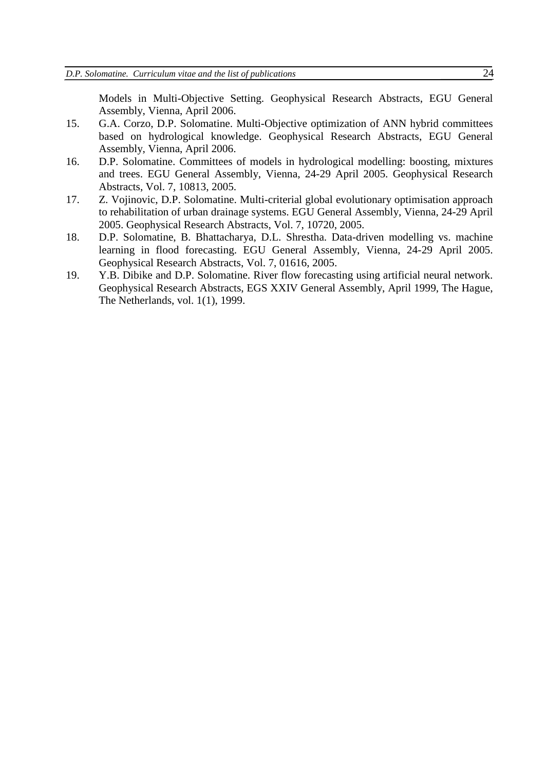Models in Multi-Objective Setting. Geophysical Research Abstracts, EGU General Assembly, Vienna, April 2006.

15. G.A. Corzo, D.P. Solomatine. Multi-Objective optimization of ANN hybrid committees based on hydrological knowledge. Geophysical Research Abstracts, EGU General Assembly, Vienna, April 2006.
16. D.P. Solomatine. Committees of models in hydrological modelling: boosting, mixtures and trees. EGU General Assembly, Vienna, 24-29 April 2005. Geophysical Research Abstracts, Vol. 7, 10813, 2005.
17. Z. Vojinovic, D.P. Solomatine. Multi-criterial global evolutionary optimisation approach to rehabilitation of urban drainage systems. EGU General Assembly, Vienna, 24-29 April 2005. Geophysical Research Abstracts, Vol. 7, 10720, 2005.
18. D.P. Solomatine, B. Bhattacharya, D.L. Shrestha. Data-driven modelling vs. machine learning in flood forecasting. EGU General Assembly, Vienna, 24-29 April 2005. Geophysical Research Abstracts, Vol. 7, 01616, 2005.
19. Y.B. Dibike and D.P. Solomatine. River flow forecasting using artificial neural network. Geophysical Research Abstracts, EGS XXIV General Assembly, April 1999, The Hague, The Netherlands, vol. 1(1), 1999.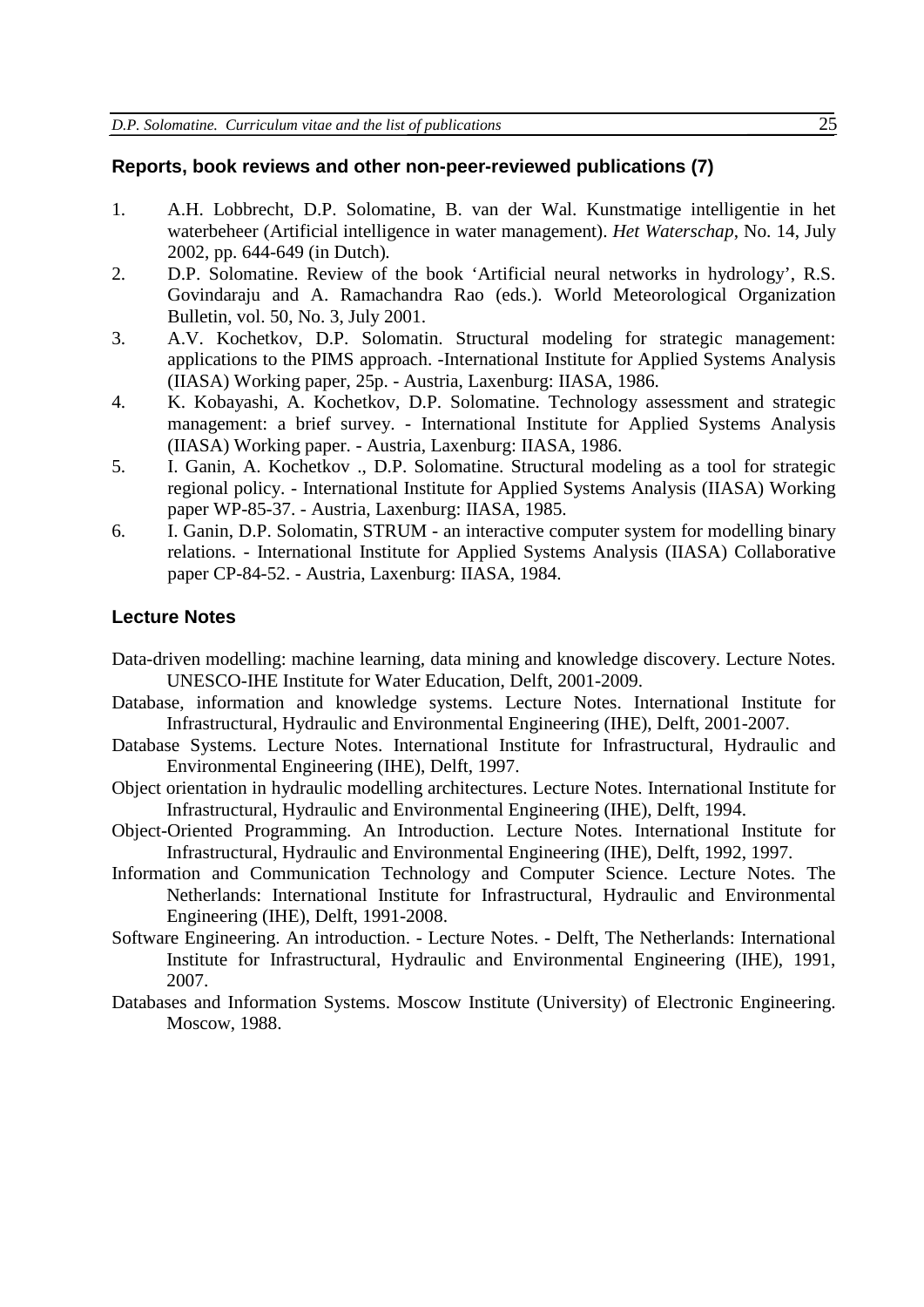### Reports, book reviews and other non-peer-reviewed publications (7)

1. A.H. Lobbrecht, D.P. Solomatine, B. van der Wal. Kunstmatige intelligentie in het waterbeheer (Artificial intelligence in water management). *Het Waterschap*, No. 14, July 2002, pp. 644-649 (in Dutch).
2. D.P. Solomatine. Review of the book 'Artificial neural networks in hydrology', R.S. Govindaraju and A. Ramachandra Rao (eds.). World Meteorological Organization Bulletin, vol. 50, No. 3, July 2001.
3. A.V. Kochetkov, D.P. Solomatin. Structural modeling for strategic management: applications to the PIMS approach. -International Institute for Applied Systems Analysis (IIASA) Working paper, 25p. - Austria, Laxenburg: IIASA, 1986.
4. K. Kobayashi, A. Kochetkov, D.P. Solomatine. Technology assessment and strategic management: a brief survey. - International Institute for Applied Systems Analysis (IIASA) Working paper. - Austria, Laxenburg: IIASA, 1986.
5. I. Ganin, A. Kochetkov ., D.P. Solomatine. Structural modeling as a tool for strategic regional policy. - International Institute for Applied Systems Analysis (IIASA) Working paper WP-85-37. - Austria, Laxenburg: IIASA, 1985.
6. I. Ganin, D.P. Solomatin, STRUM - an interactive computer system for modelling binary relations. - International Institute for Applied Systems Analysis (IIASA) Collaborative paper CP-84-52. - Austria, Laxenburg: IIASA, 1984.

### Lecture Notes

Data-driven modelling: machine learning, data mining and knowledge discovery. Lecture Notes. UNESCO-IHE Institute for Water Education, Delft, 2001-2009.

Database, information and knowledge systems. Lecture Notes. International Institute for Infrastructural, Hydraulic and Environmental Engineering (IHE), Delft, 2001-2007.

Database Systems. Lecture Notes. International Institute for Infrastructural, Hydraulic and Environmental Engineering (IHE), Delft, 1997.

Object orientation in hydraulic modelling architectures. Lecture Notes. International Institute for Infrastructural, Hydraulic and Environmental Engineering (IHE), Delft, 1994.

Object-Oriented Programming. An Introduction. Lecture Notes. International Institute for Infrastructural, Hydraulic and Environmental Engineering (IHE), Delft, 1992, 1997.

Information and Communication Technology and Computer Science. Lecture Notes. The Netherlands: International Institute for Infrastructural, Hydraulic and Environmental Engineering (IHE), Delft, 1991-2008.

Software Engineering. An introduction. - Lecture Notes. - Delft, The Netherlands: International Institute for Infrastructural, Hydraulic and Environmental Engineering (IHE), 1991, 2007.

Databases and Information Systems. Moscow Institute (University) of Electronic Engineering. Moscow, 1988.